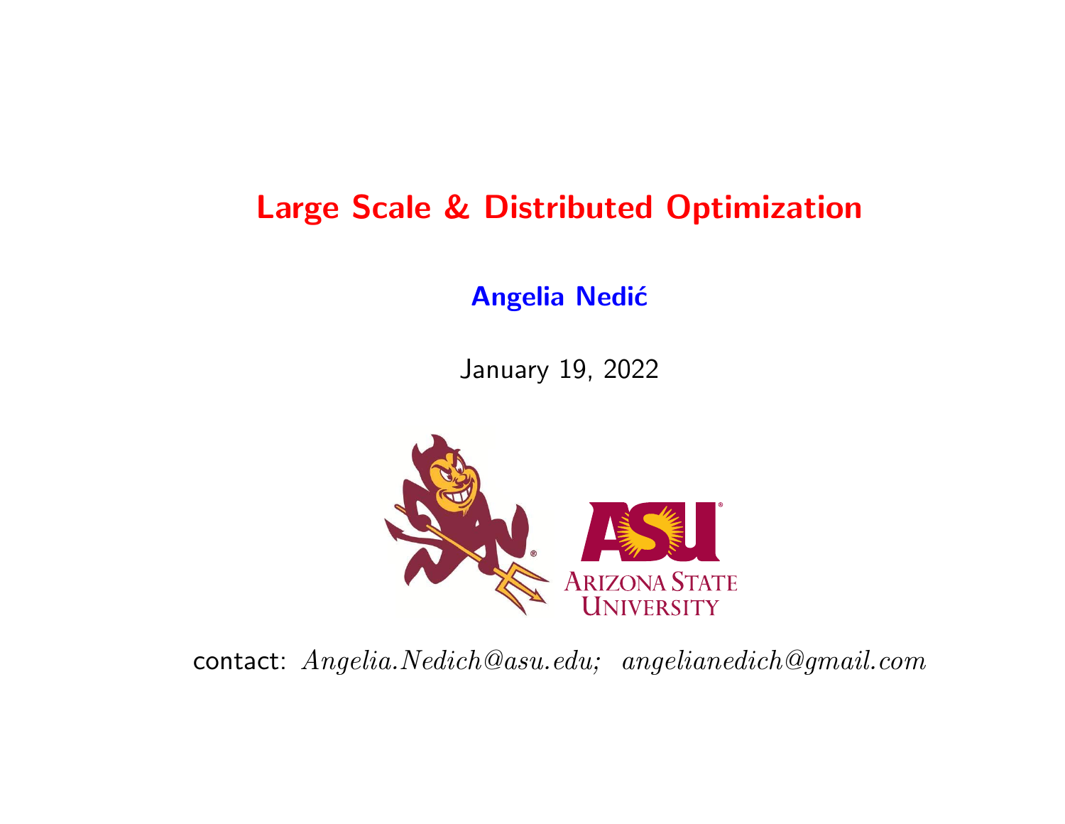# Large Scale & Distributed Optimization

**Angelia Nedić**

January 19, 2022

contact: *Angelia.Nedich@asu.edu; angelianedich@gmail.com*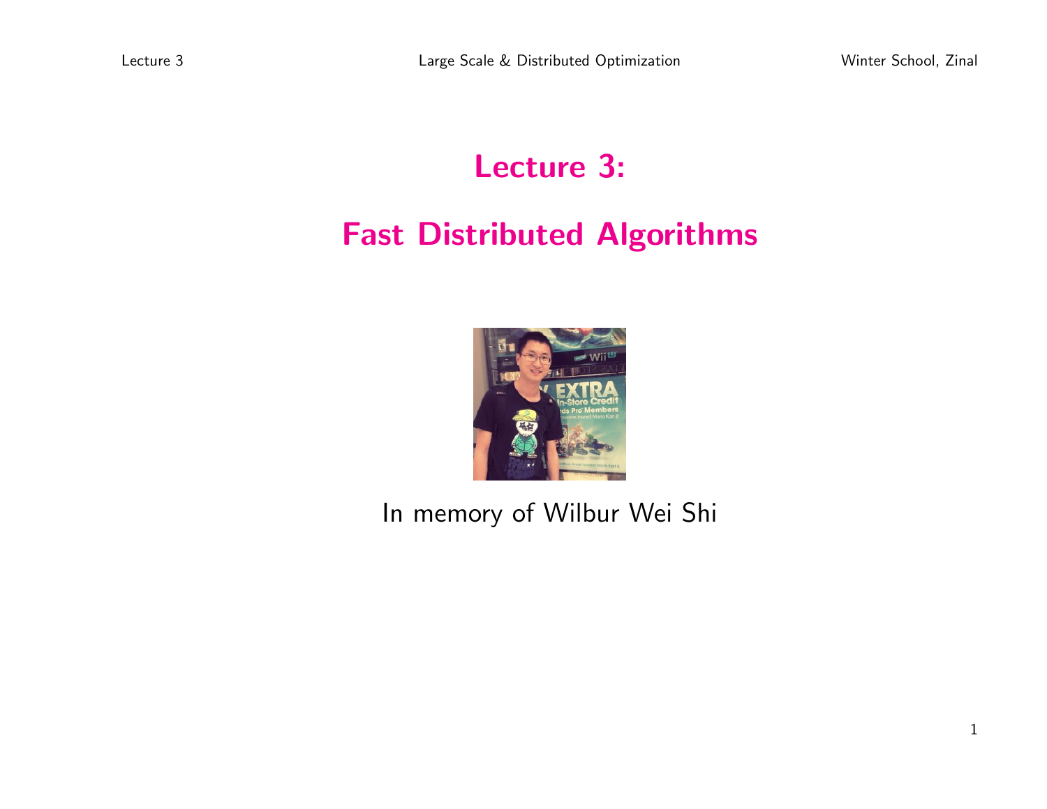# Lecture 3:

# Fast Distributed Algorithms

In memory of Wilbur Wei Shi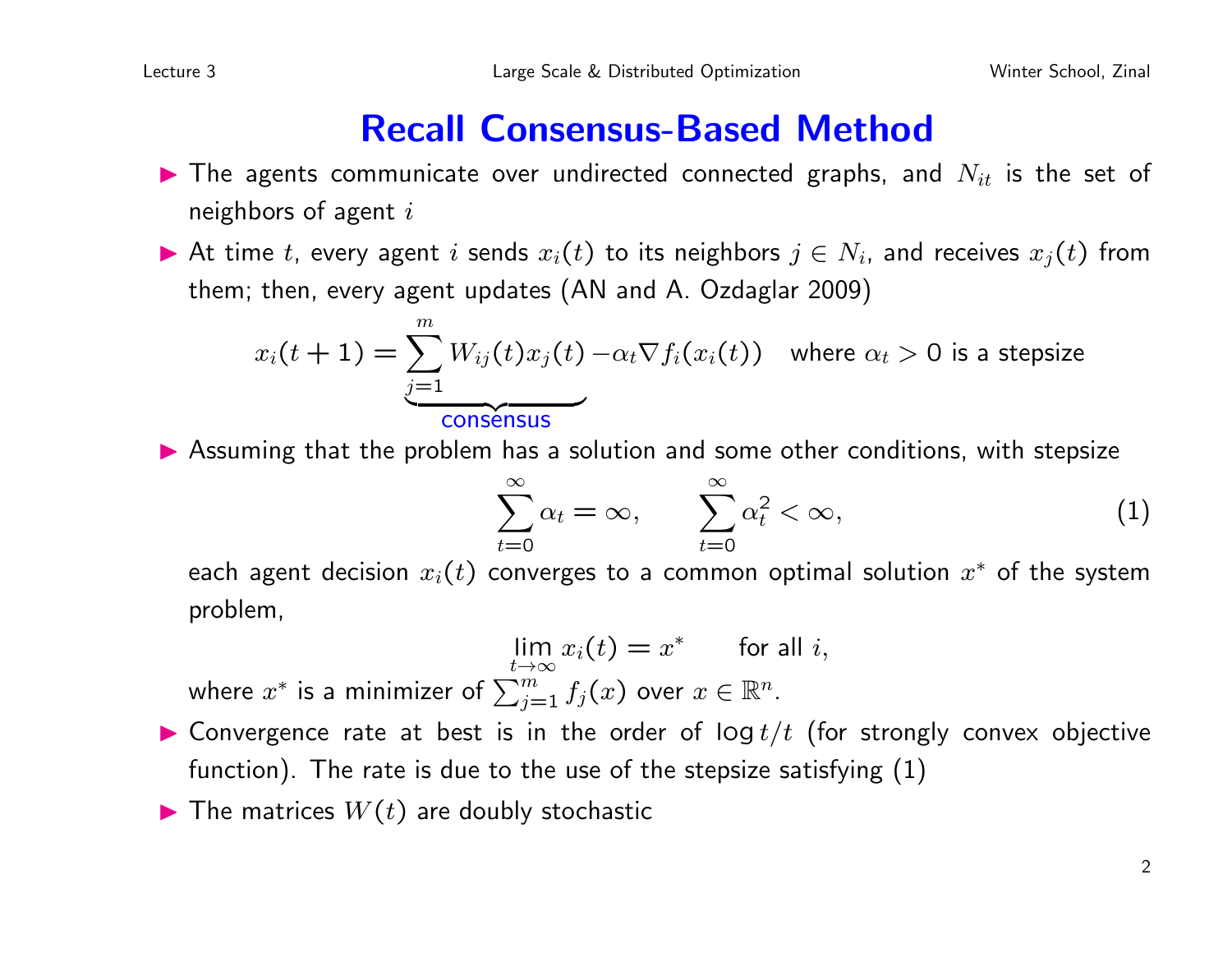# Recall Consensus-Based Method

- The agents communicate over undirected connected graphs, and $N_{it}$ is the set of neighbors of agent $i$
- At time $t$, every agent $i$ sends $x_i(t)$ to its neighbors $j \in N_i$, and receives $x_j(t)$ from them; then, every agent updates (AN and A. Ozdaglar 2009)

$$x_i(t+1) = \underbrace{\sum_{j=1}^{m} W_{ij}(t) x_j(t)}_{\text{consensus}} - \alpha_t \nabla f_i(x_i(t)) \quad \text{where } \alpha_t > 0 \text{ is a stepsize}$$

- Assuming that the problem has a solution and some other conditions, with stepsize

$$\sum_{t=0}^{\infty} \alpha_t = \infty, \qquad \sum_{t=0}^{\infty} \alpha_t^2 < \infty, \tag{1}$$

  each agent decision $x_i(t)$ converges to a common optimal solution $x^*$ of the system problem,

$$\lim_{t \to \infty} x_i(t) = x^* \qquad \text{for all } i,$$

  where $x^*$ is a minimizer of $\sum_{j=1}^{m} f_j(x)$ over $x \in \mathbb{R}^n$.
- Convergence rate at best is in the order of $\log t / t$ (for strongly convex objective function). The rate is due to the use of the stepsize satisfying (1)
- The matrices $W(t)$ are doubly stochastic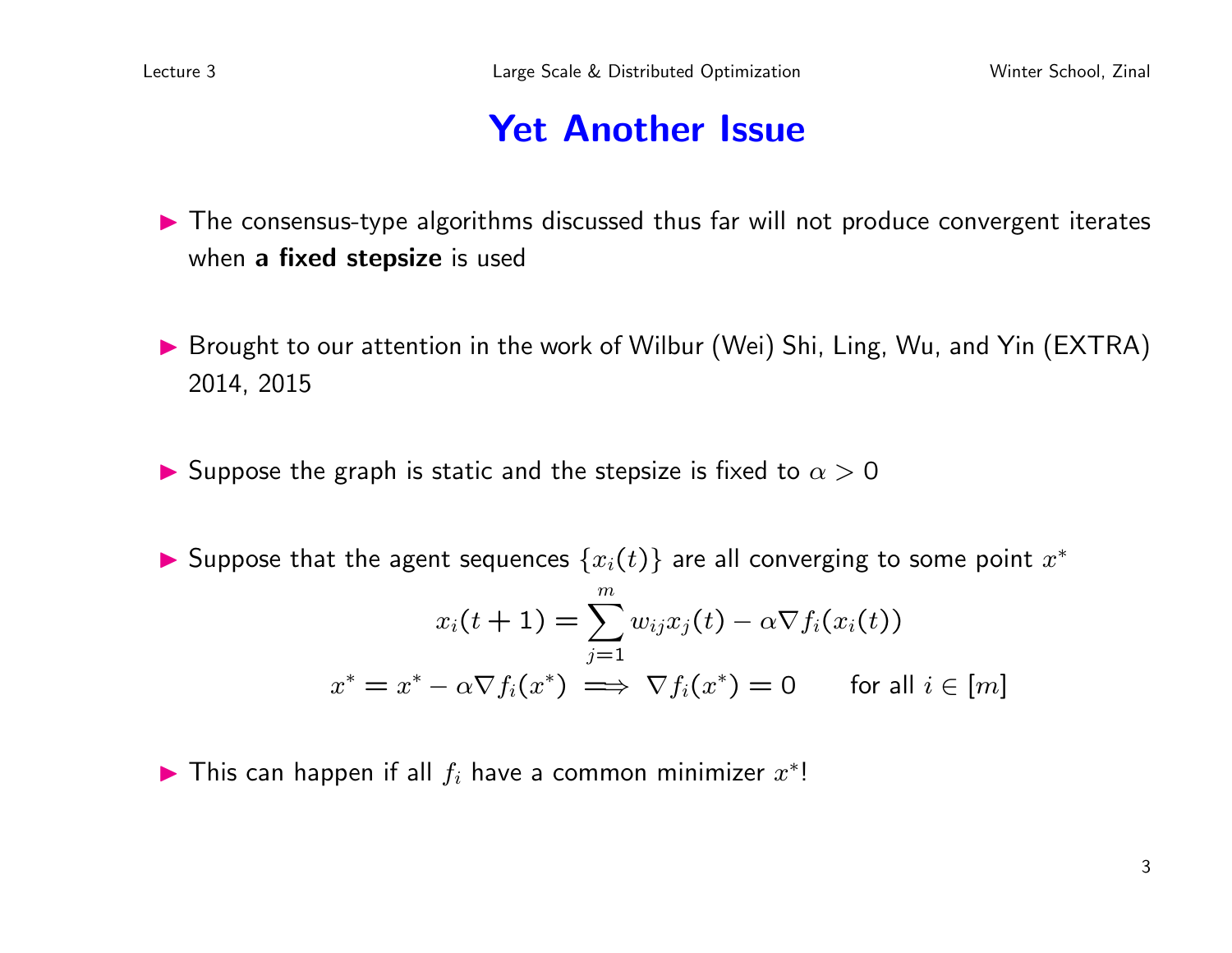# Yet Another Issue

- The consensus-type algorithms discussed thus far will not produce convergent iterates when **a fixed stepsize** is used

- Brought to our attention in the work of Wilbur (Wei) Shi, Ling, Wu, and Yin (EXTRA) 2014, 2015

- Suppose the graph is static and the stepsize is fixed to $\alpha > 0$

- Suppose that the agent sequences $\{x_i(t)\}$ are all converging to some point $x^*$

$$x_i(t+1) = \sum_{j=1}^{m} w_{ij} x_j(t) - \alpha \nabla f_i(x_i(t))$$

$$x^* = x^* - \alpha \nabla f_i(x^*) \implies \nabla f_i(x^*) = 0 \qquad \text{for all } i \in [m]$$

- This can happen if all $f_i$ have a common minimizer $x^*$!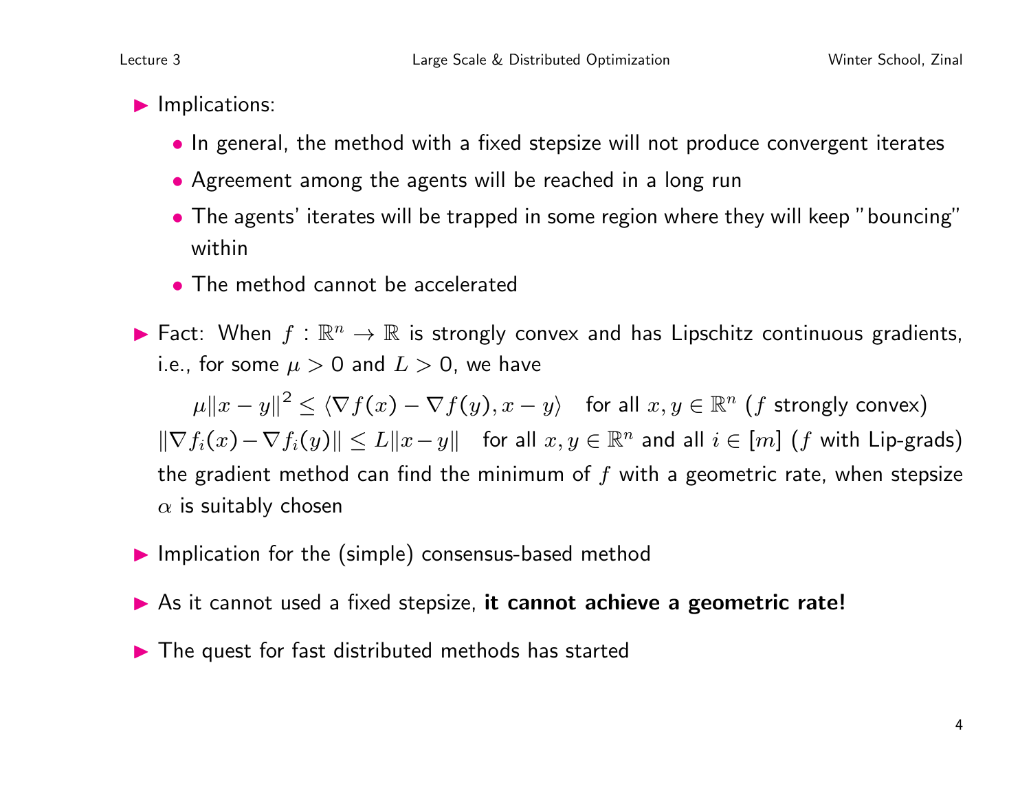- Implications:
  - In general, the method with a fixed stepsize will not produce convergent iterates
  - Agreement among the agents will be reached in a long run
  - The agents' iterates will be trapped in some region where they will keep "bouncing" within
  - The method cannot be accelerated

- Fact: When $f : \mathbb{R}^n \to \mathbb{R}$ is strongly convex and has Lipschitz continuous gradients, i.e., for some $\mu > 0$ and $L > 0$, we have

  $\mu\|x-y\|^2 \leq \langle \nabla f(x) - \nabla f(y), x-y \rangle \quad$ for all $x, y \in \mathbb{R}^n$ ($f$ strongly convex)

  $\|\nabla f_i(x) - \nabla f_i(y)\| \leq L\|x-y\| \quad$ for all $x, y \in \mathbb{R}^n$ and all $i \in [m]$ ($f$ with Lip-grads)

  the gradient method can find the minimum of $f$ with a geometric rate, when stepsize $\alpha$ is suitably chosen

- Implication for the (simple) consensus-based method

- As it cannot used a fixed stepsize, **it cannot achieve a geometric rate!**

- The quest for fast distributed methods has started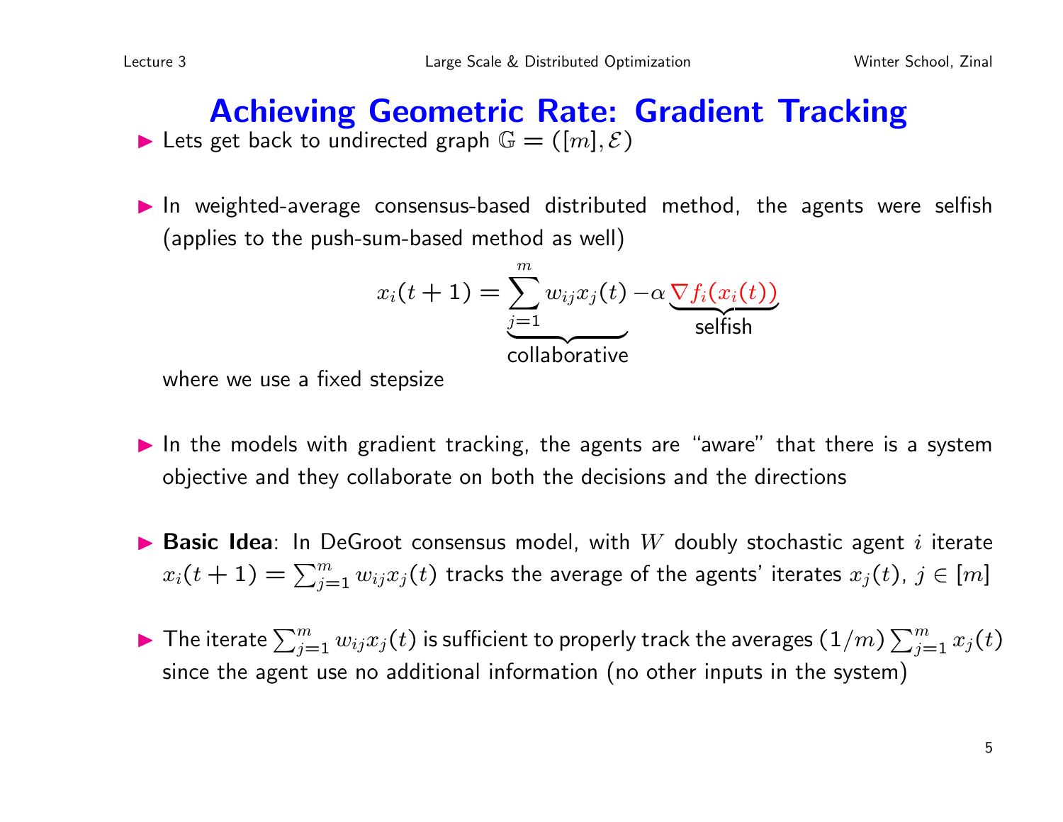# Achieving Geometric Rate: Gradient Tracking

- Lets get back to undirected graph $\mathbb{G} = ([m], \mathcal{E})$

- In weighted-average consensus-based distributed method, the agents were selfish (applies to the push-sum-based method as well)

$$x_i(t+1) = \underbrace{\sum_{j=1}^{m} w_{ij} x_j(t)}_{\text{collaborative}} - \alpha \underbrace{\nabla f_i(x_i(t))}_{\text{selfish}}$$

  where we use a fixed stepsize

- In the models with gradient tracking, the agents are "aware" that there is a system objective and they collaborate on both the decisions and the directions

- **Basic Idea**: In DeGroot consensus model, with $W$ doubly stochastic agent $i$ iterate $x_i(t+1) = \sum_{j=1}^{m} w_{ij} x_j(t)$ tracks the average of the agents' iterates $x_j(t)$, $j \in [m]$

- The iterate $\sum_{j=1}^{m} w_{ij} x_j(t)$ is sufficient to properly track the averages $(1/m) \sum_{j=1}^{m} x_j(t)$ since the agent use no additional information (no other inputs in the system)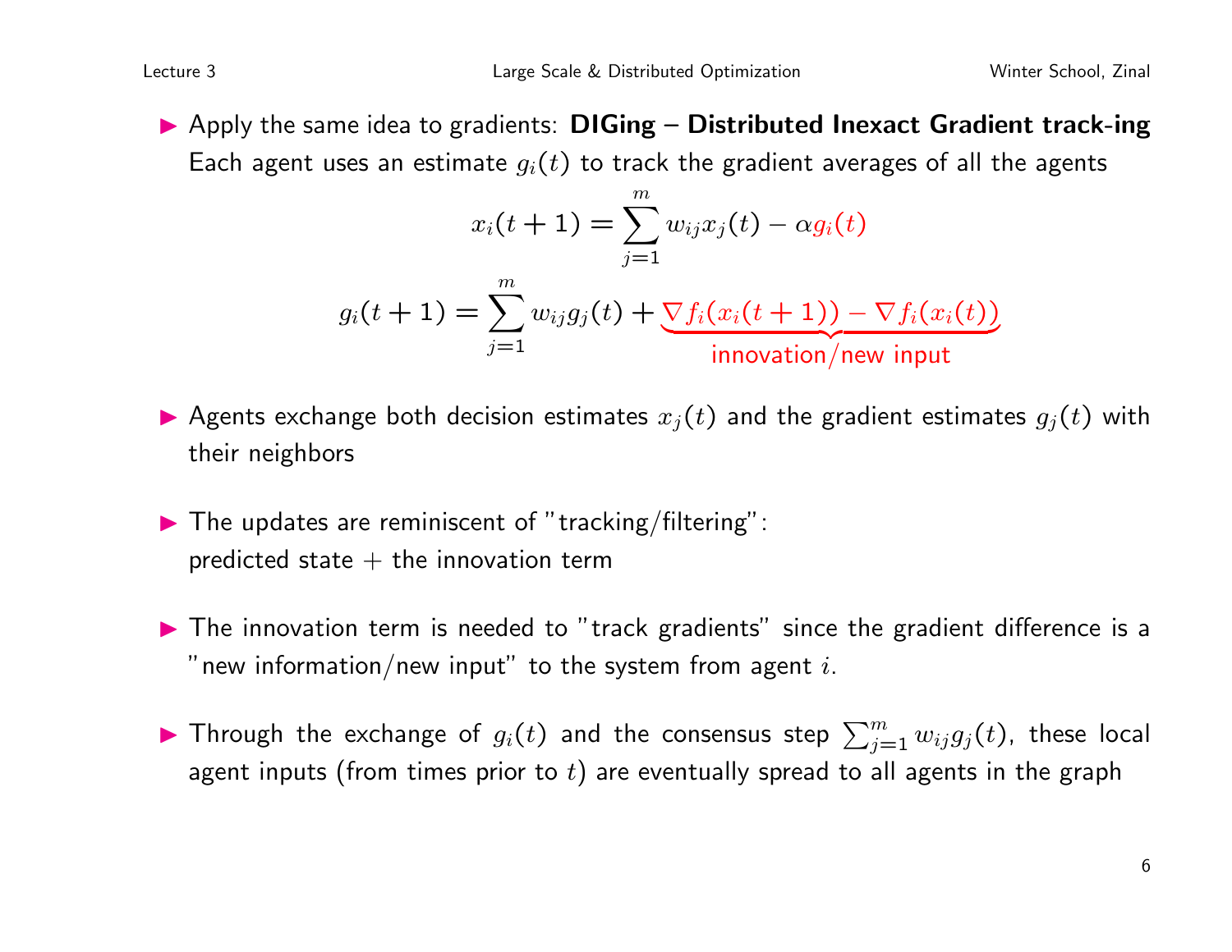- Apply the same idea to gradients: **DIGing – Distributed Inexact Gradient track-ing** Each agent uses an estimate $g_i(t)$ to track the gradient averages of all the agents

$$x_i(t+1) = \sum_{j=1}^{m} w_{ij} x_j(t) - \alpha g_i(t)$$

$$g_i(t+1) = \sum_{j=1}^{m} w_{ij} g_j(t) + \underbrace{\nabla f_i(x_i(t+1)) - \nabla f_i(x_i(t))}_{\text{innovation/new input}}$$

- Agents exchange both decision estimates $x_j(t)$ and the gradient estimates $g_j(t)$ with their neighbors

- The updates are reminiscent of "tracking/filtering": predicted state + the innovation term

- The innovation term is needed to "track gradients" since the gradient difference is a "new information/new input" to the system from agent $i$.

- Through the exchange of $g_i(t)$ and the consensus step $\sum_{j=1}^{m} w_{ij} g_j(t)$, these local agent inputs (from times prior to $t$) are eventually spread to all agents in the graph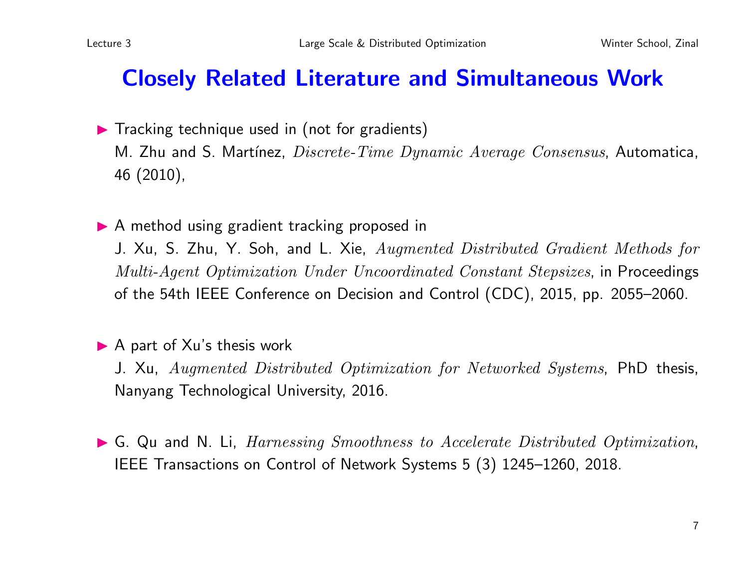# Closely Related Literature and Simultaneous Work

- Tracking technique used in (not for gradients)
  M. Zhu and S. Martínez, *Discrete-Time Dynamic Average Consensus*, Automatica, 46 (2010),

- A method using gradient tracking proposed in
  J. Xu, S. Zhu, Y. Soh, and L. Xie, *Augmented Distributed Gradient Methods for Multi-Agent Optimization Under Uncoordinated Constant Stepsizes*, in Proceedings of the 54th IEEE Conference on Decision and Control (CDC), 2015, pp. 2055–2060.

- A part of Xu's thesis work
  J. Xu, *Augmented Distributed Optimization for Networked Systems*, PhD thesis, Nanyang Technological University, 2016.

- G. Qu and N. Li, *Harnessing Smoothness to Accelerate Distributed Optimization*, IEEE Transactions on Control of Network Systems 5 (3) 1245–1260, 2018.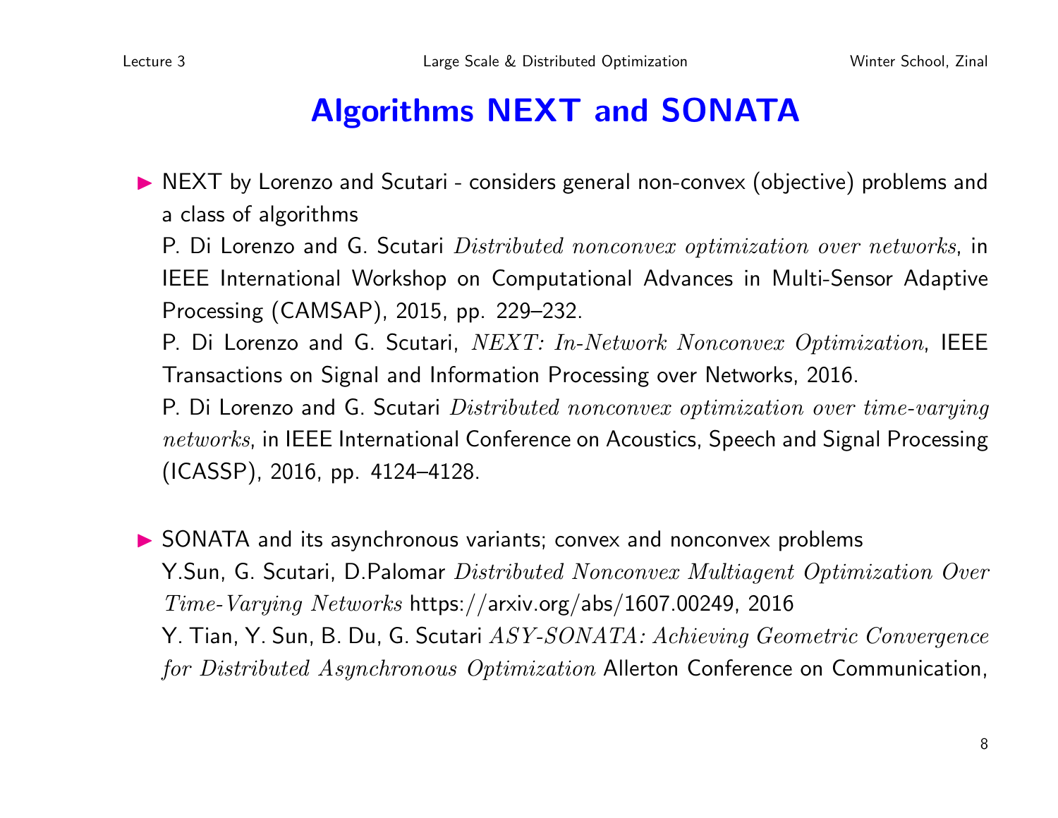# Algorithms NEXT and SONATA

- NEXT by Lorenzo and Scutari - considers general non-convex (objective) problems and a class of algorithms

  P. Di Lorenzo and G. Scutari *Distributed nonconvex optimization over networks*, in IEEE International Workshop on Computational Advances in Multi-Sensor Adaptive Processing (CAMSAP), 2015, pp. 229–232.

  P. Di Lorenzo and G. Scutari, *NEXT: In-Network Nonconvex Optimization*, IEEE Transactions on Signal and Information Processing over Networks, 2016.

  P. Di Lorenzo and G. Scutari *Distributed nonconvex optimization over time-varying networks*, in IEEE International Conference on Acoustics, Speech and Signal Processing (ICASSP), 2016, pp. 4124–4128.

- SONATA and its asynchronous variants; convex and nonconvex problems

  Y.Sun, G. Scutari, D.Palomar *Distributed Nonconvex Multiagent Optimization Over Time-Varying Networks* https://arxiv.org/abs/1607.00249, 2016

  Y. Tian, Y. Sun, B. Du, G. Scutari *ASY-SONATA: Achieving Geometric Convergence for Distributed Asynchronous Optimization* Allerton Conference on Communication,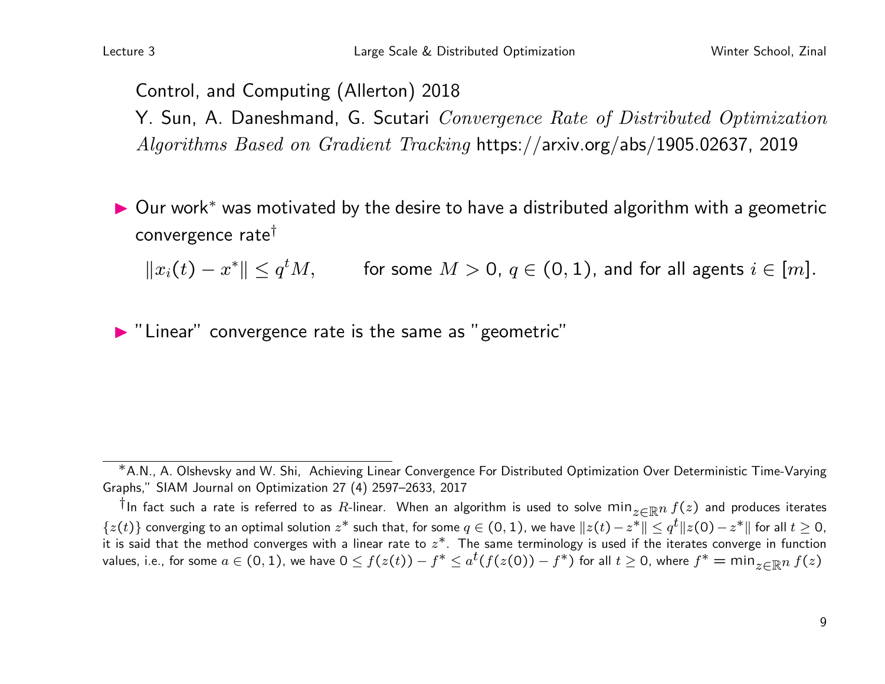Control, and Computing (Allerton) 2018

Y. Sun, A. Daneshmand, G. Scutari *Convergence Rate of Distributed Optimization Algorithms Based on Gradient Tracking* https://arxiv.org/abs/1905.02637, 2019

- Our work[*] was motivated by the desire to have a distributed algorithm with a geometric convergence rate[†]

  $\|x_i(t) - x^*\| \leq q^t M, \qquad$ for some $M > 0$, $q \in (0, 1)$, and for all agents $i \in [m]$.

- "Linear" convergence rate is the same as "geometric"

---

[*] A.N., A. Olshevsky and W. Shi, Achieving Linear Convergence For Distributed Optimization Over Deterministic Time-Varying Graphs," SIAM Journal on Optimization 27 (4) 2597–2633, 2017

[†] In fact such a rate is referred to as $R$-linear. When an algorithm is used to solve $\min_{z \in \mathbb{R}^n} f(z)$ and produces iterates $\{z(t)\}$ converging to an optimal solution $z^*$ such that, for some $q \in (0, 1)$, we have $\|z(t) - z^*\| \leq q^t \|z(0) - z^*\|$ for all $t \geq 0$, it is said that the method converges with a linear rate to $z^*$. The same terminology is used if the iterates converge in function values, i.e., for some $a \in (0, 1)$, we have $0 \leq f(z(t)) - f^* \leq a^t (f(z(0)) - f^*)$ for all $t \geq 0$, where $f^* = \min_{z \in \mathbb{R}^n} f(z)$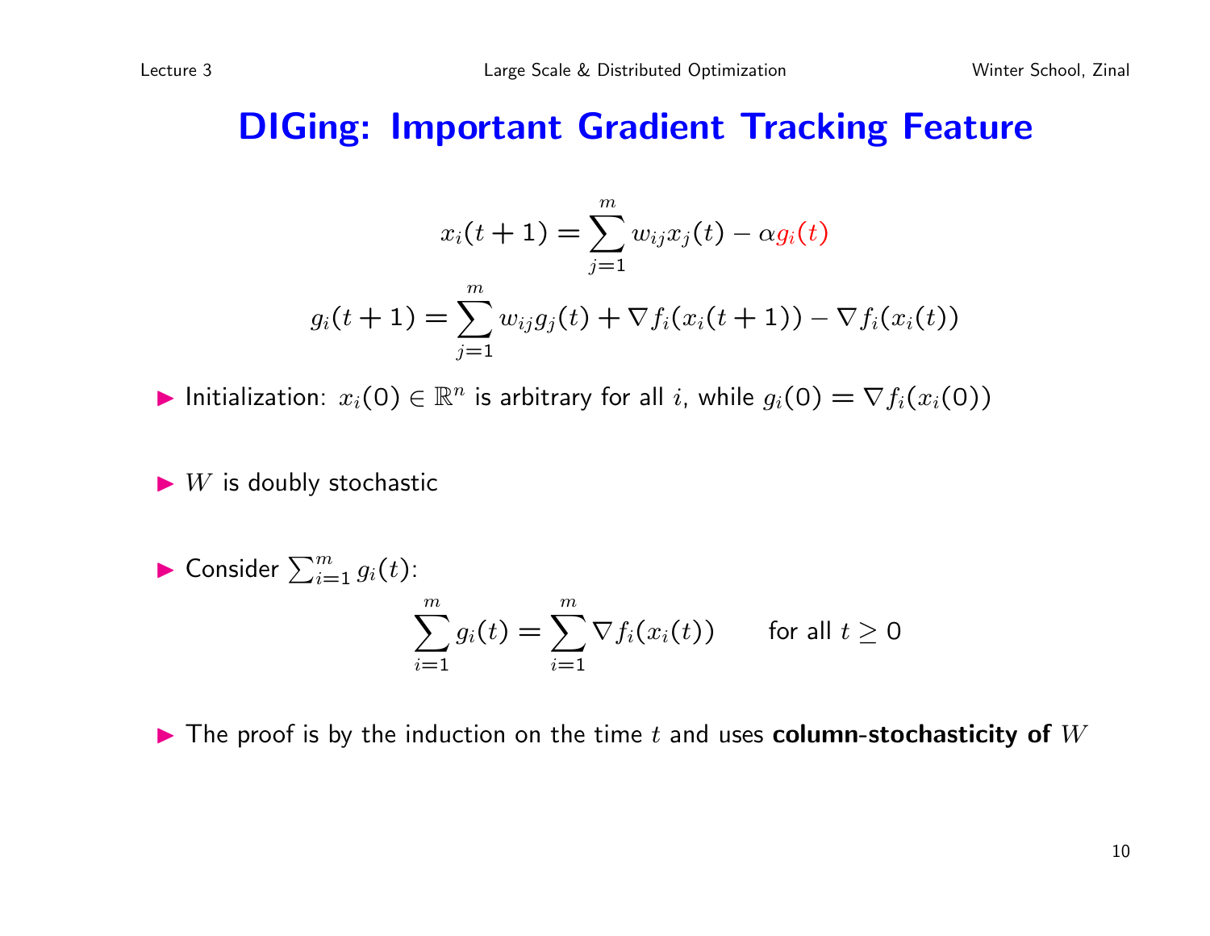# DIGing: Important Gradient Tracking Feature

$$x_i(t+1) = \sum_{j=1}^{m} w_{ij} x_j(t) - \alpha g_i(t)$$

$$g_i(t+1) = \sum_{j=1}^{m} w_{ij} g_j(t) + \nabla f_i(x_i(t+1)) - \nabla f_i(x_i(t))$$

- Initialization: $x_i(0) \in \mathbb{R}^n$ is arbitrary for all $i$, while $g_i(0) = \nabla f_i(x_i(0))$
- $W$ is doubly stochastic
- Consider $\sum_{i=1}^{m} g_i(t)$:

$$\sum_{i=1}^{m} g_i(t) = \sum_{i=1}^{m} \nabla f_i(x_i(t)) \qquad \text{for all } t \geq 0$$

- The proof is by the induction on the time $t$ and uses **column-stochasticity of $W$**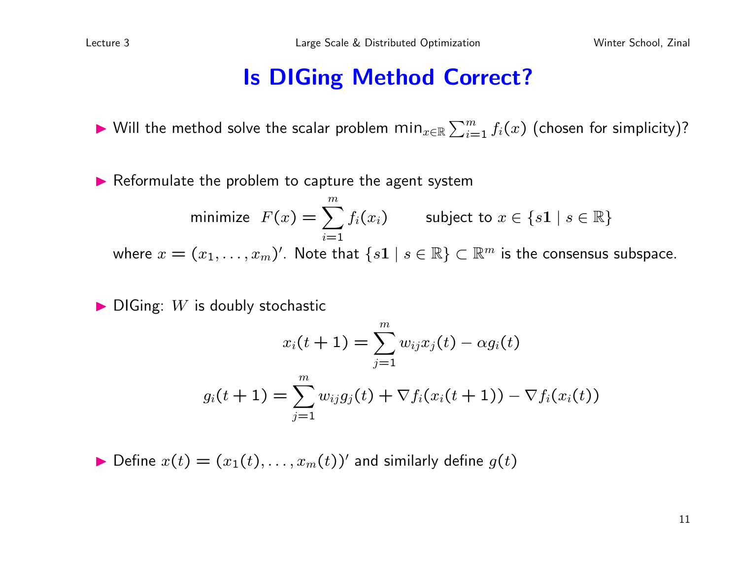# Is DIGing Method Correct?

- Will the method solve the scalar problem $\min_{x\in\mathbb{R}} \sum_{i=1}^m f_i(x)$ (chosen for simplicity)?

- Reformulate the problem to capture the agent system

$$\text{minimize} \quad F(x) = \sum_{i=1}^m f_i(x_i) \qquad \text{subject to } x \in \{s\mathbf{1} \mid s \in \mathbb{R}\}$$

where $x = (x_1, \ldots, x_m)'$. Note that $\{s\mathbf{1} \mid s \in \mathbb{R}\} \subset \mathbb{R}^m$ is the consensus subspace.

- DIGing: $W$ is doubly stochastic

$$x_i(t+1) = \sum_{j=1}^m w_{ij} x_j(t) - \alpha g_i(t)$$

$$g_i(t+1) = \sum_{j=1}^m w_{ij} g_j(t) + \nabla f_i(x_i(t+1)) - \nabla f_i(x_i(t))$$

- Define $x(t) = (x_1(t), \ldots, x_m(t))'$ and similarly define $g(t)$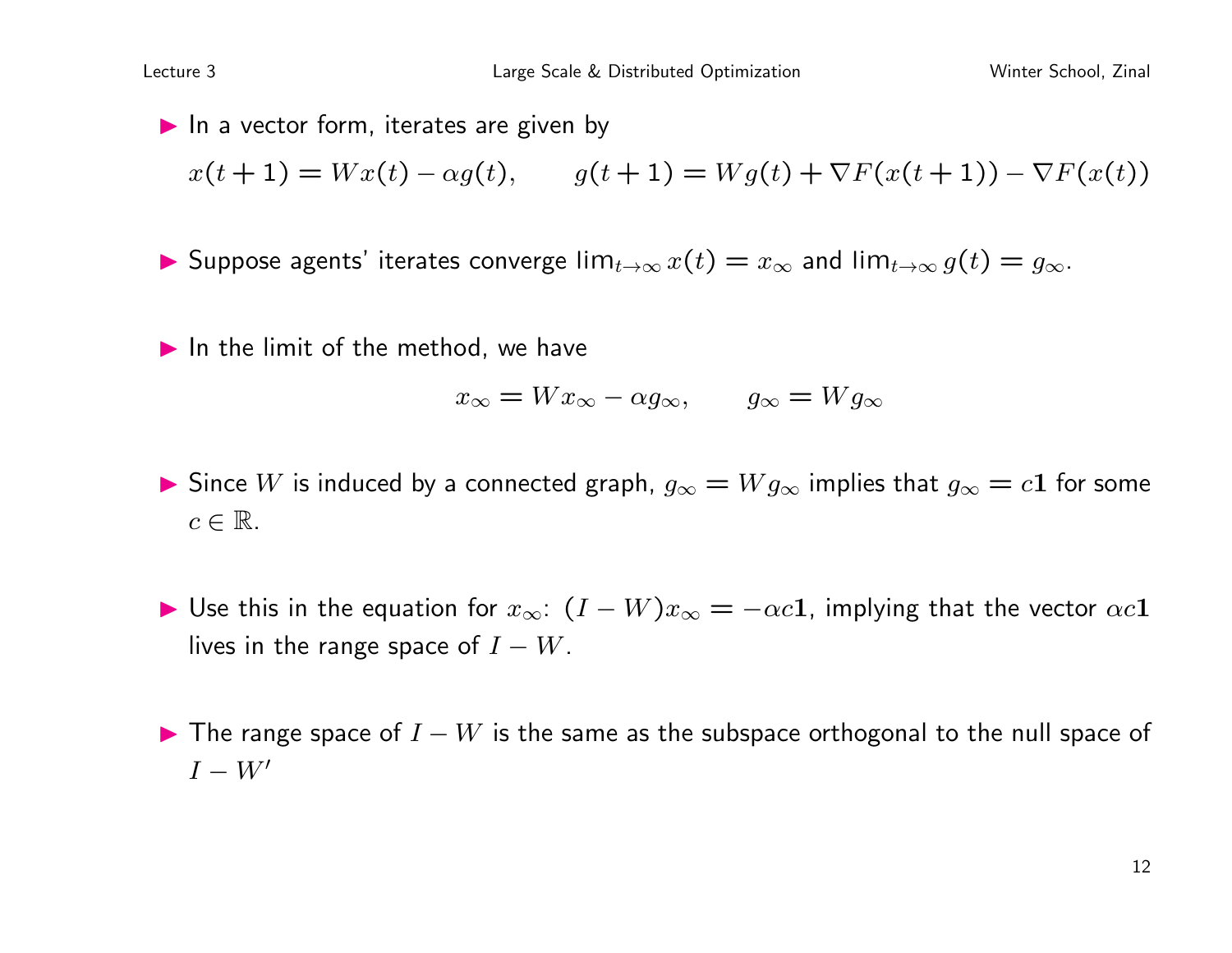- In a vector form, iterates are given by

$$x(t+1) = Wx(t) - \alpha g(t), \qquad g(t+1) = Wg(t) + \nabla F(x(t+1)) - \nabla F(x(t))$$

- Suppose agents' iterates converge $\lim_{t\to\infty} x(t) = x_\infty$ and $\lim_{t\to\infty} g(t) = g_\infty$.

- In the limit of the method, we have

$$x_\infty = Wx_\infty - \alpha g_\infty, \qquad g_\infty = Wg_\infty$$

- Since $W$ is induced by a connected graph, $g_\infty = Wg_\infty$ implies that $g_\infty = c\mathbf{1}$ for some $c \in \mathbb{R}$.

- Use this in the equation for $x_\infty$: $(I - W)x_\infty = -\alpha c\mathbf{1}$, implying that the vector $\alpha c\mathbf{1}$ lives in the range space of $I - W$.

- The range space of $I - W$ is the same as the subspace orthogonal to the null space of $I - W'$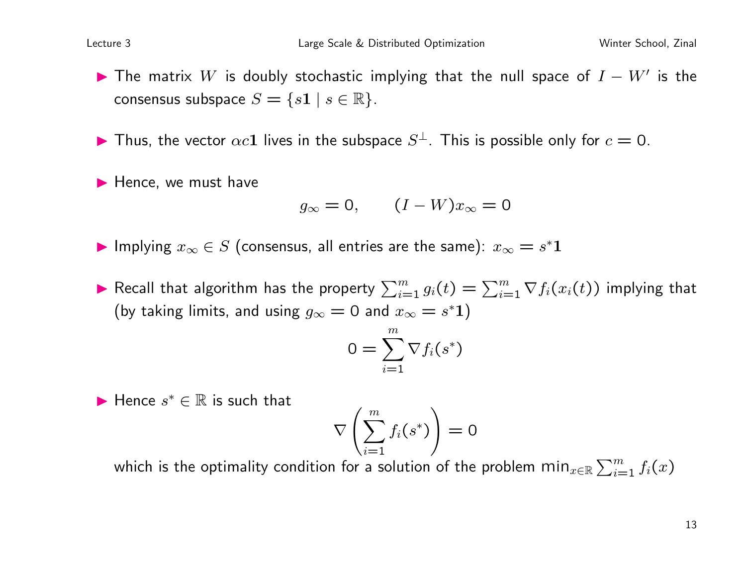- The matrix $W$ is doubly stochastic implying that the null space of $I - W'$ is the consensus subspace $S = \{s\mathbf{1} \mid s \in \mathbb{R}\}$.

- Thus, the vector $\alpha c \mathbf{1}$ lives in the subspace $S^{\perp}$. This is possible only for $c = 0$.

- Hence, we must have

$$g_{\infty} = 0, \qquad (I - W)x_{\infty} = 0$$

- Implying $x_{\infty} \in S$ (consensus, all entries are the same): $x_{\infty} = s^* \mathbf{1}$

- Recall that algorithm has the property $\sum_{i=1}^{m} g_i(t) = \sum_{i=1}^{m} \nabla f_i(x_i(t))$ implying that (by taking limits, and using $g_{\infty} = 0$ and $x_{\infty} = s^* \mathbf{1}$)

$$0 = \sum_{i=1}^{m} \nabla f_i(s^*)$$

- Hence $s^* \in \mathbb{R}$ is such that

$$\nabla \left( \sum_{i=1}^{m} f_i(s^*) \right) = 0$$

which is the optimality condition for a solution of the problem $\min_{x \in \mathbb{R}} \sum_{i=1}^{m} f_i(x)$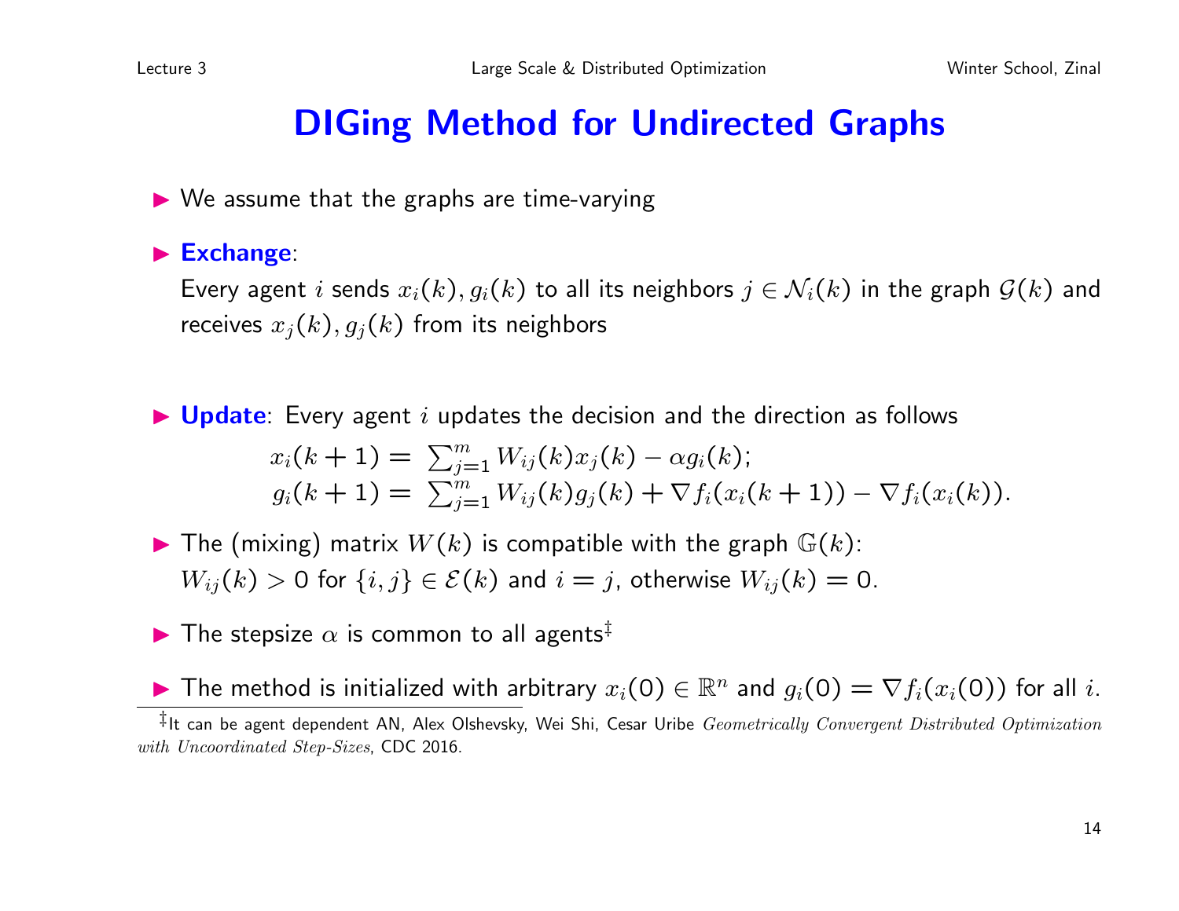# DIGing Method for Undirected Graphs

- We assume that the graphs are time-varying
- **Exchange**:
  Every agent $i$ sends $x_i(k), g_i(k)$ to all its neighbors $j \in \mathcal{N}_i(k)$ in the graph $\mathcal{G}(k)$ and receives $x_j(k), g_j(k)$ from its neighbors
- **Update**: Every agent $i$ updates the decision and the direction as follows

$$x_i(k+1) = \sum_{j=1}^m W_{ij}(k) x_j(k) - \alpha g_i(k);$$

$$g_i(k+1) = \sum_{j=1}^m W_{ij}(k) g_j(k) + \nabla f_i(x_i(k+1)) - \nabla f_i(x_i(k)).$$

- The (mixing) matrix $W(k)$ is compatible with the graph $\mathbb{G}(k)$:
  $W_{ij}(k) > 0$ for $\{i,j\} \in \mathcal{E}(k)$ and $i = j$, otherwise $W_{ij}(k) = 0$.
- The stepsize $\alpha$ is common to all agents[‡]
- The method is initialized with arbitrary $x_i(0) \in \mathbb{R}^n$ and $g_i(0) = \nabla f_i(x_i(0))$ for all $i$.

---

[‡] It can be agent dependent AN, Alex Olshevsky, Wei Shi, Cesar Uribe *Geometrically Convergent Distributed Optimization with Uncoordinated Step-Sizes*, CDC 2016.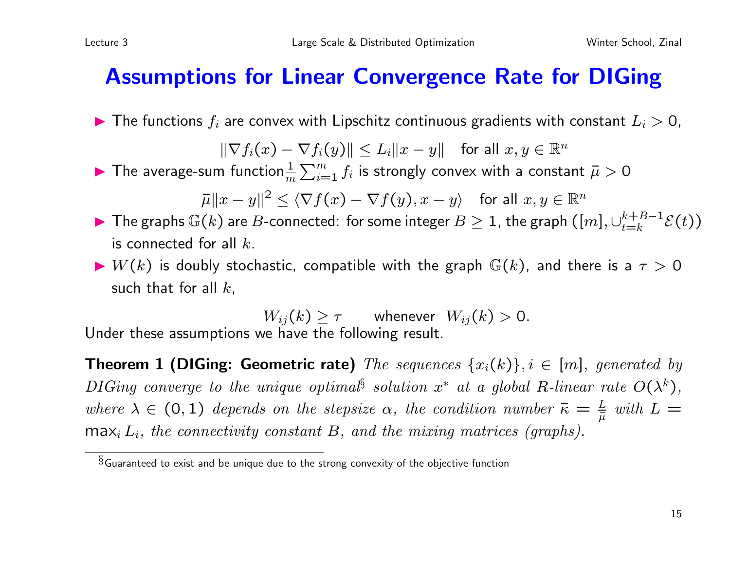# Assumptions for Linear Convergence Rate for DIGing

- The functions $f_i$ are convex with Lipschitz continuous gradients with constant $L_i > 0$,
$$\|\nabla f_i(x) - \nabla f_i(y)\| \leq L_i \|x - y\| \quad \text{for all } x, y \in \mathbb{R}^n$$
- The average-sum function $\frac{1}{m}\sum_{i=1}^m f_i$ is strongly convex with a constant $\bar{\mu} > 0$
$$\bar{\mu}\|x - y\|^2 \leq \langle \nabla f(x) - \nabla f(y), x - y \rangle \quad \text{for all } x, y \in \mathbb{R}^n$$
- The graphs $\mathbb{G}(k)$ are $B$-connected: for some integer $B \geq 1$, the graph $([m], \cup_{t=k}^{k+B-1}\mathcal{E}(t))$ is connected for all $k$.
- $W(k)$ is doubly stochastic, compatible with the graph $\mathbb{G}(k)$, and there is a $\tau > 0$ such that for all $k$,
$$W_{ij}(k) \geq \tau \qquad \text{whenever } W_{ij}(k) > 0.$$

Under these assumptions we have the following result.

**Theorem 1 (DIGing: Geometric rate)** *The sequences $\{x_i(k)\}, i \in [m]$, generated by DIGing converge to the unique optimal[§] solution $x^*$ at a global R-linear rate $O(\lambda^k)$, where $\lambda \in (0, 1)$ depends on the stepsize $\alpha$, the condition number $\bar{\kappa} = \frac{L}{\bar{\mu}}$ with $L = \max_i L_i$, the connectivity constant $B$, and the mixing matrices (graphs).*

[§] Guaranteed to exist and be unique due to the strong convexity of the objective function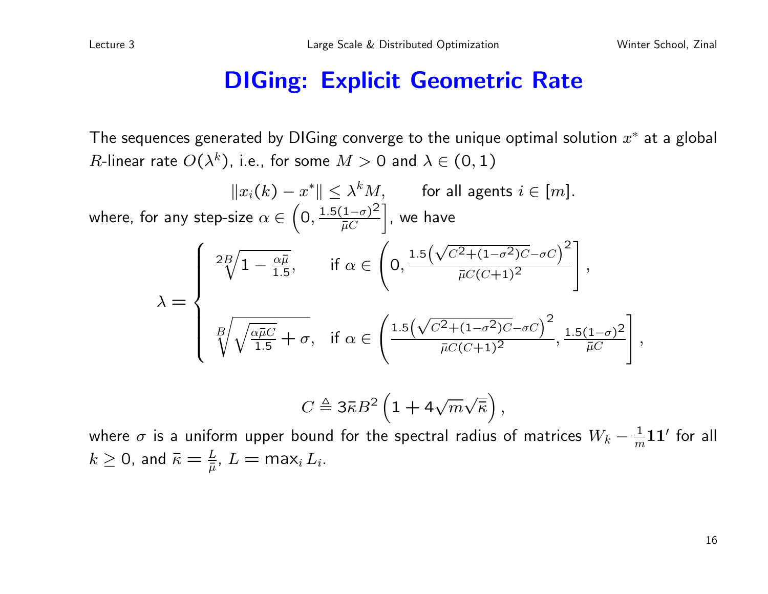# DIGing: Explicit Geometric Rate

The sequences generated by DIGing converge to the unique optimal solution $x^*$ at a global $R$-linear rate $O(\lambda^k)$, i.e., for some $M > 0$ and $\lambda \in (0, 1)$

$$\|x_i(k) - x^*\| \leq \lambda^k M, \qquad \text{for all agents } i \in [m].$$

where, for any step-size $\alpha \in \left(0, \frac{1.5(1-\sigma)^2}{\bar{\mu}C}\right]$, we have

$$\lambda = \begin{cases} \sqrt[2B]{1 - \frac{\alpha\bar{\mu}}{1.5}}, & \text{if } \alpha \in \left(0, \frac{1.5\left(\sqrt{C^2+(1-\sigma^2)C}-\sigma C\right)^2}{\bar{\mu}C(C+1)^2}\right], \\ \sqrt[B]{\sqrt{\frac{\alpha\bar{\mu}C}{1.5}} + \sigma}, & \text{if } \alpha \in \left(\frac{1.5\left(\sqrt{C^2+(1-\sigma^2)C}-\sigma C\right)^2}{\bar{\mu}C(C+1)^2}, \frac{1.5(1-\sigma)^2}{\bar{\mu}C}\right], \end{cases}$$

$$C \triangleq 3\bar{\kappa}B^2\left(1 + 4\sqrt{m}\sqrt{\bar{\kappa}}\right),$$

where $\sigma$ is a uniform upper bound for the spectral radius of matrices $W_k - \frac{1}{m}\mathbf{1}\mathbf{1}'$ for all $k \geq 0$, and $\bar{\kappa} = \frac{L}{\bar{\mu}}$, $L = \max_i L_i$.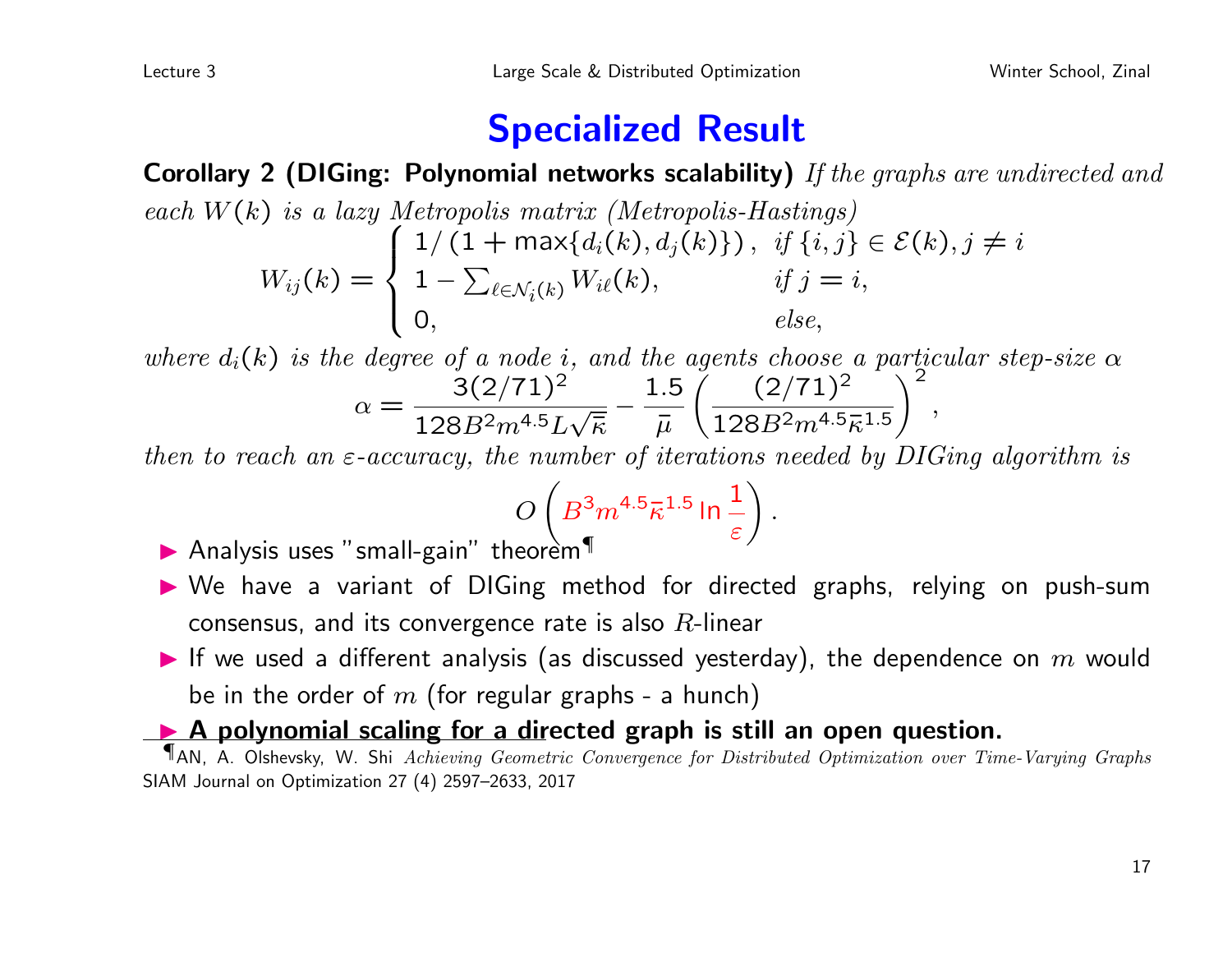# Specialized Result

**Corollary 2 (DIGing: Polynomial networks scalability)** *If the graphs are undirected and each $W(k)$ is a lazy Metropolis matrix (Metropolis-Hastings)*

$$W_{ij}(k) = \begin{cases} 1/\left(1 + \max\{d_i(k), d_j(k)\}\right), & \text{if } \{i,j\} \in \mathcal{E}(k), j \neq i \\ 1 - \sum_{\ell \in \mathcal{N}_i(k)} W_{i\ell}(k), & \text{if } j = i, \\ 0, & \text{else,} \end{cases}$$

*where $d_i(k)$ is the degree of a node $i$, and the agents choose a particular step-size $\alpha$*

$$\alpha = \frac{3(2/71)^2}{128 B^2 m^{4.5} L \sqrt{\bar{\kappa}}} - \frac{1.5}{\bar{\mu}} \left( \frac{(2/71)^2}{128 B^2 m^{4.5} \bar{\kappa}^{1.5}} \right)^2,$$

*then to reach an $\varepsilon$-accuracy, the number of iterations needed by DIGing algorithm is*

$$O\left( B^3 m^{4.5} \bar{\kappa}^{1.5} \ln \frac{1}{\varepsilon} \right).$$

- Analysis uses "small-gain" theorem[¶]
- We have a variant of DIGing method for directed graphs, relying on push-sum consensus, and its convergence rate is also $R$-linear
- If we used a different analysis (as discussed yesterday), the dependence on $m$ would be in the order of $m$ (for regular graphs - a hunch)
- **A polynomial scaling for a directed graph is still an open question.**

[¶] AN, A. Olshevsky, W. Shi *Achieving Geometric Convergence for Distributed Optimization over Time-Varying Graphs* SIAM Journal on Optimization 27 (4) 2597–2633, 2017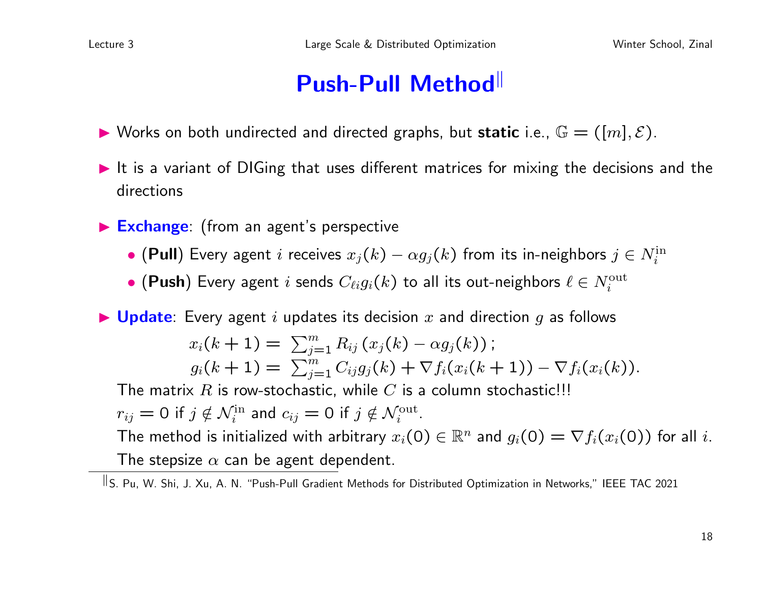# Push-Pull Method[‖]

- Works on both undirected and directed graphs, but **static** i.e., $\mathbb{G} = ([m], \mathcal{E})$.
- It is a variant of DIGing that uses different matrices for mixing the decisions and the directions
- **Exchange**: (from an agent's perspective
  - (**Pull**) Every agent $i$ receives $x_j(k) - \alpha g_j(k)$ from its in-neighbors $j \in N_i^{\text{in}}$
  - (**Push**) Every agent $i$ sends $C_{\ell i} g_i(k)$ to all its out-neighbors $\ell \in N_i^{\text{out}}$
- **Update**: Every agent $i$ updates its decision $x$ and direction $g$ as follows

$$x_i(k+1) = \sum_{j=1}^{m} R_{ij} \left( x_j(k) - \alpha g_j(k) \right);$$

$$g_i(k+1) = \sum_{j=1}^{m} C_{ij} g_j(k) + \nabla f_i(x_i(k+1)) - \nabla f_i(x_i(k)).$$

The matrix $R$ is row-stochastic, while $C$ is a column stochastic!!!

$r_{ij} = 0$ if $j \notin \mathcal{N}_i^{\text{in}}$ and $c_{ij} = 0$ if $j \notin \mathcal{N}_i^{\text{out}}$.

The method is initialized with arbitrary $x_i(0) \in \mathbb{R}^n$ and $g_i(0) = \nabla f_i(x_i(0))$ for all $i$.

The stepsize $\alpha$ can be agent dependent.

[‖] S. Pu, W. Shi, J. Xu, A. N. "Push-Pull Gradient Methods for Distributed Optimization in Networks," IEEE TAC 2021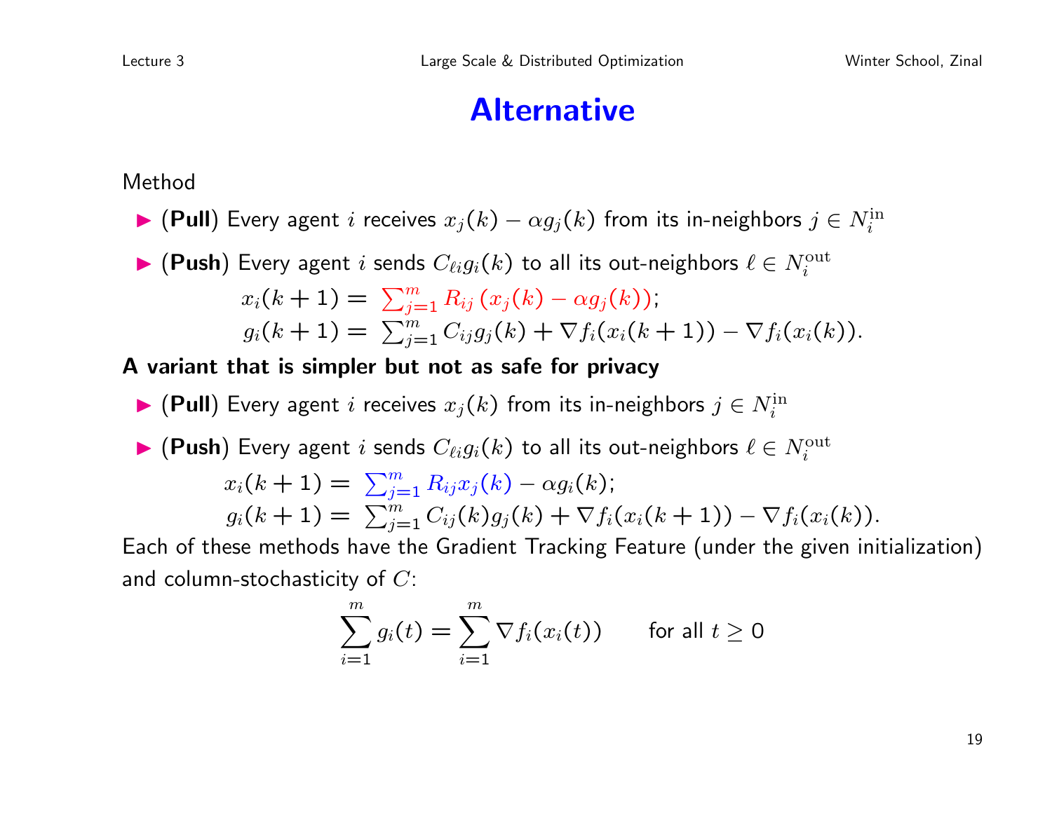# Alternative

Method

- (**Pull**) Every agent $i$ receives $x_j(k) - \alpha g_j(k)$ from its in-neighbors $j \in N_i^{\rm in}$
- (**Push**) Every agent $i$ sends $C_{\ell i} g_i(k)$ to all its out-neighbors $\ell \in N_i^{\rm out}$

$$x_i(k+1) = \sum_{j=1}^m R_{ij}\left(x_j(k) - \alpha g_j(k)\right);$$
$$g_i(k+1) = \sum_{j=1}^m C_{ij} g_j(k) + \nabla f_i(x_i(k+1)) - \nabla f_i(x_i(k)).$$

**A variant that is simpler but not as safe for privacy**

- (**Pull**) Every agent $i$ receives $x_j(k)$ from its in-neighbors $j \in N_i^{\rm in}$
- (**Push**) Every agent $i$ sends $C_{\ell i} g_i(k)$ to all its out-neighbors $\ell \in N_i^{\rm out}$

$$x_i(k+1) = \sum_{j=1}^m R_{ij} x_j(k) - \alpha g_i(k);$$
$$g_i(k+1) = \sum_{j=1}^m C_{ij}(k) g_j(k) + \nabla f_i(x_i(k+1)) - \nabla f_i(x_i(k)).$$

Each of these methods have the Gradient Tracking Feature (under the given initialization) and column-stochasticity of $C$:

$$\sum_{i=1}^m g_i(t) = \sum_{i=1}^m \nabla f_i(x_i(t)) \qquad \text{for all } t \geq 0$$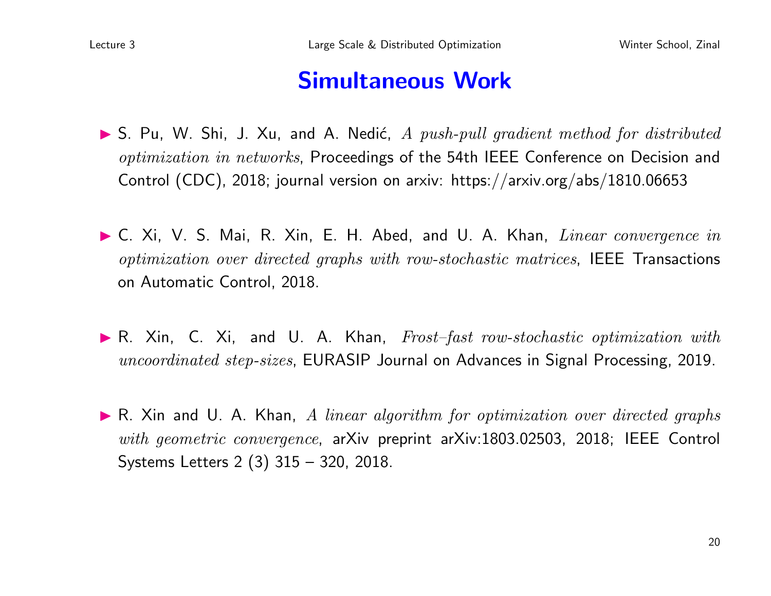# Simultaneous Work

- S. Pu, W. Shi, J. Xu, and A. Nedić, *A push-pull gradient method for distributed optimization in networks*, Proceedings of the 54th IEEE Conference on Decision and Control (CDC), 2018; journal version on arxiv: https://arxiv.org/abs/1810.06653

- C. Xi, V. S. Mai, R. Xin, E. H. Abed, and U. A. Khan, *Linear convergence in optimization over directed graphs with row-stochastic matrices*, IEEE Transactions on Automatic Control, 2018.

- R. Xin, C. Xi, and U. A. Khan, *Frost–fast row-stochastic optimization with uncoordinated step-sizes*, EURASIP Journal on Advances in Signal Processing, 2019.

- R. Xin and U. A. Khan, *A linear algorithm for optimization over directed graphs with geometric convergence*, arXiv preprint arXiv:1803.02503, 2018; IEEE Control Systems Letters 2 (3) 315 – 320, 2018.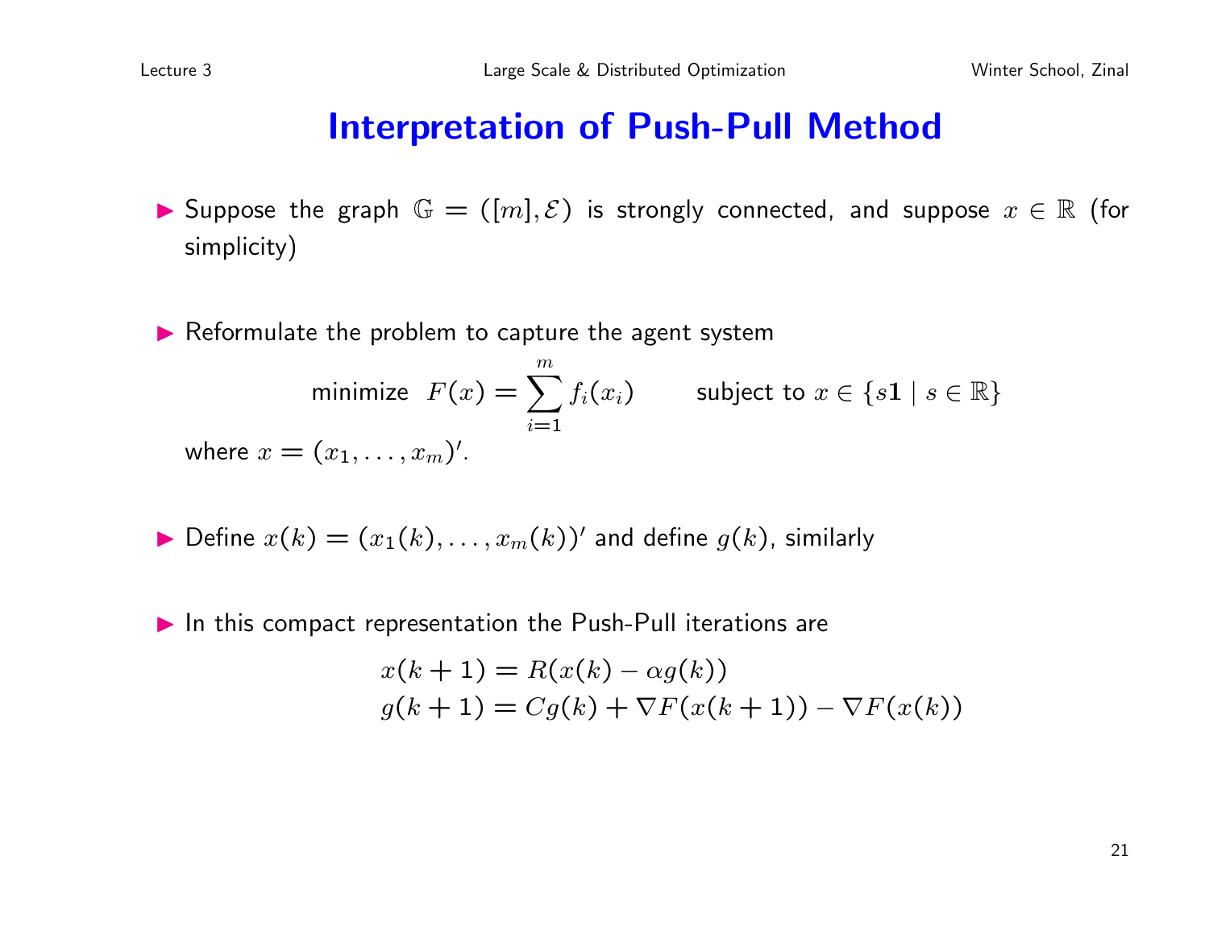# Interpretation of Push-Pull Method

- Suppose the graph $\mathbb{G} = ([m], \mathcal{E})$ is strongly connected, and suppose $x \in \mathbb{R}$ (for simplicity)

- Reformulate the problem to capture the agent system

$$\text{minimize} \;\; F(x) = \sum_{i=1}^{m} f_i(x_i) \qquad \text{subject to } x \in \{s\mathbf{1} \mid s \in \mathbb{R}\}$$

  where $x = (x_1, \ldots, x_m)'$.

- Define $x(k) = (x_1(k), \ldots, x_m(k))'$ and define $g(k)$, similarly

- In this compact representation the Push-Pull iterations are

$$\begin{aligned} x(k+1) &= R(x(k) - \alpha g(k)) \\ g(k+1) &= Cg(k) + \nabla F(x(k+1)) - \nabla F(x(k)) \end{aligned}$$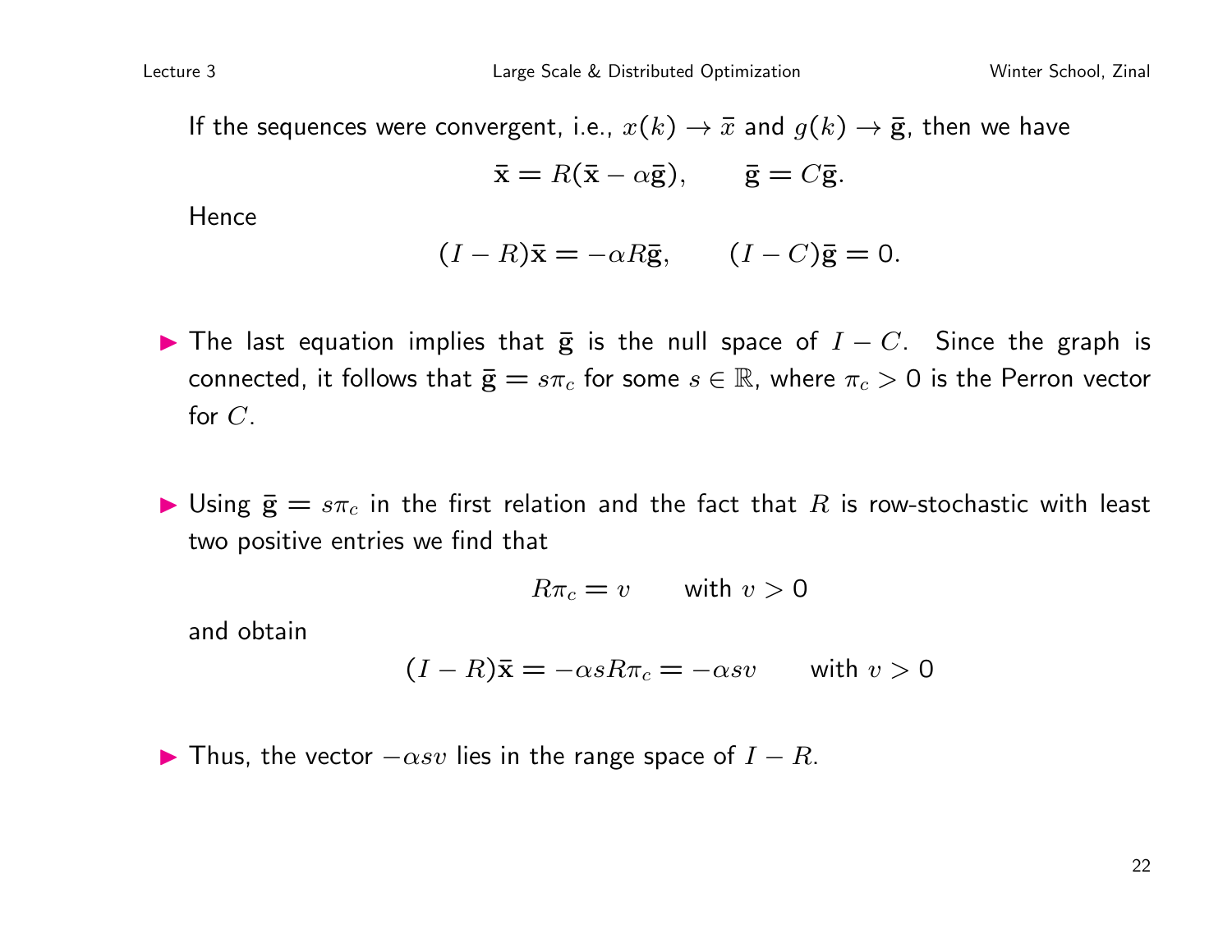If the sequences were convergent, i.e., $x(k) \to \bar{x}$ and $g(k) \to \bar{\mathbf{g}}$, then we have

$$\bar{\mathbf{x}} = R(\bar{\mathbf{x}} - \alpha\bar{\mathbf{g}}), \qquad \bar{\mathbf{g}} = C\bar{\mathbf{g}}.$$

Hence

$$(I - R)\bar{\mathbf{x}} = -\alpha R\bar{\mathbf{g}}, \qquad (I - C)\bar{\mathbf{g}} = 0.$$

- The last equation implies that $\bar{\mathbf{g}}$ is the null space of $I - C$. Since the graph is connected, it follows that $\bar{\mathbf{g}} = s\pi_c$ for some $s \in \mathbb{R}$, where $\pi_c > 0$ is the Perron vector for $C$.

- Using $\bar{\mathbf{g}} = s\pi_c$ in the first relation and the fact that $R$ is row-stochastic with least two positive entries we find that

$$R\pi_c = v \qquad \text{with } v > 0$$

and obtain

$$(I - R)\bar{\mathbf{x}} = -\alpha s R\pi_c = -\alpha s v \qquad \text{with } v > 0$$

- Thus, the vector $-\alpha s v$ lies in the range space of $I - R$.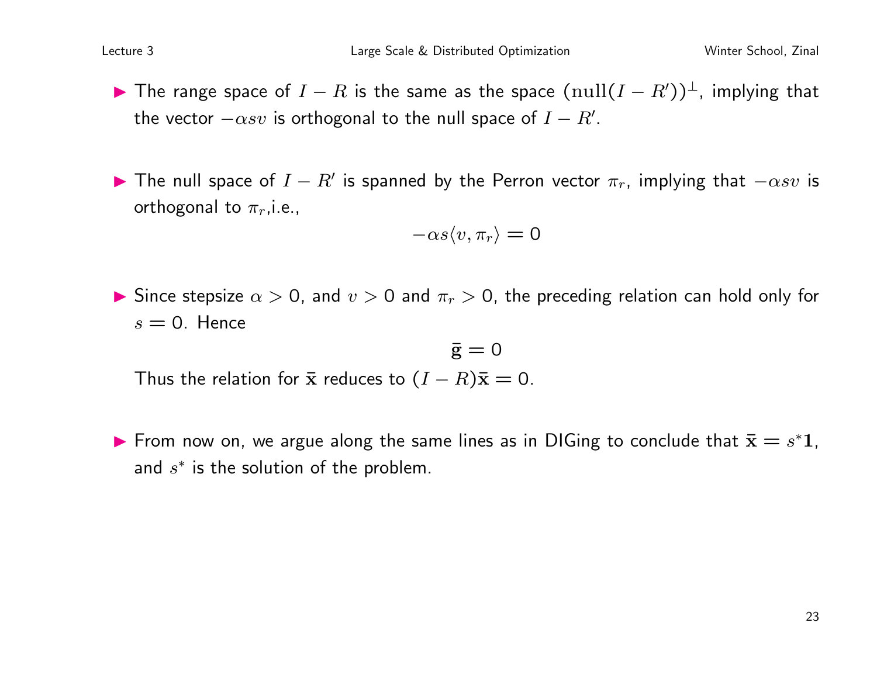- The range space of $I - R$ is the same as the space $(\text{null}(I - R'))^{\perp}$, implying that the vector $-\alpha s v$ is orthogonal to the null space of $I - R'$.

- The null space of $I - R'$ is spanned by the Perron vector $\pi_r$, implying that $-\alpha s v$ is orthogonal to $\pi_r$,i.e.,

$$-\alpha s \langle v, \pi_r \rangle = 0$$

- Since stepsize $\alpha > 0$, and $v > 0$ and $\pi_r > 0$, the preceding relation can hold only for $s = 0$. Hence

$$\bar{\mathbf{g}} = 0$$

  Thus the relation for $\bar{\mathbf{x}}$ reduces to $(I - R)\bar{\mathbf{x}} = 0$.

- From now on, we argue along the same lines as in DIGing to conclude that $\bar{\mathbf{x}} = s^* \mathbf{1}$, and $s^*$ is the solution of the problem.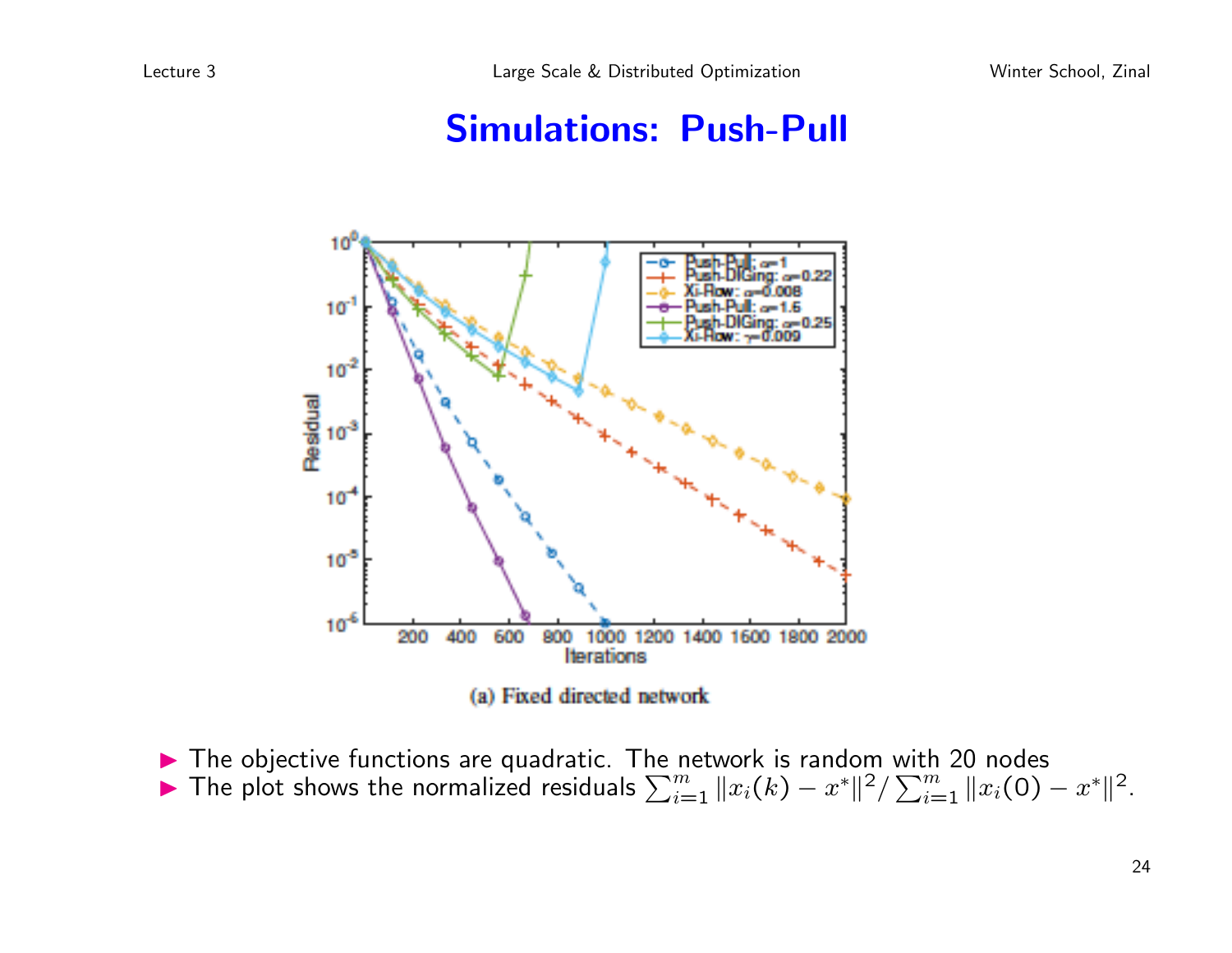# Simulations: Push-Pull

(a) Fixed directed network

- The objective functions are quadratic. The network is random with 20 nodes
- The plot shows the normalized residuals $\sum_{i=1}^{m} \|x_i(k) - x^*\|^2 / \sum_{i=1}^{m} \|x_i(0) - x^*\|^2$.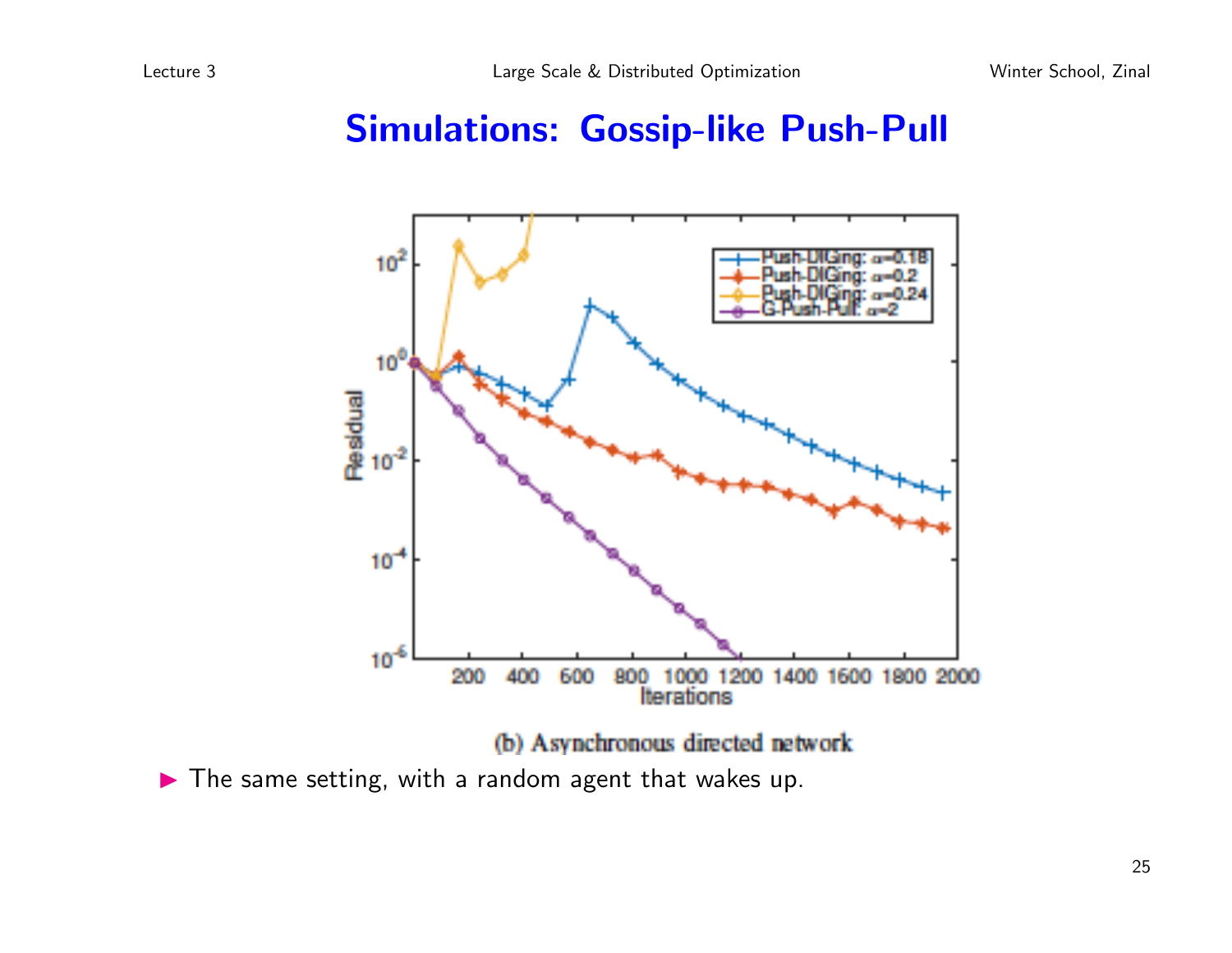# Simulations: Gossip-like Push-Pull

(b) Asynchronous directed network

- The same setting, with a random agent that wakes up.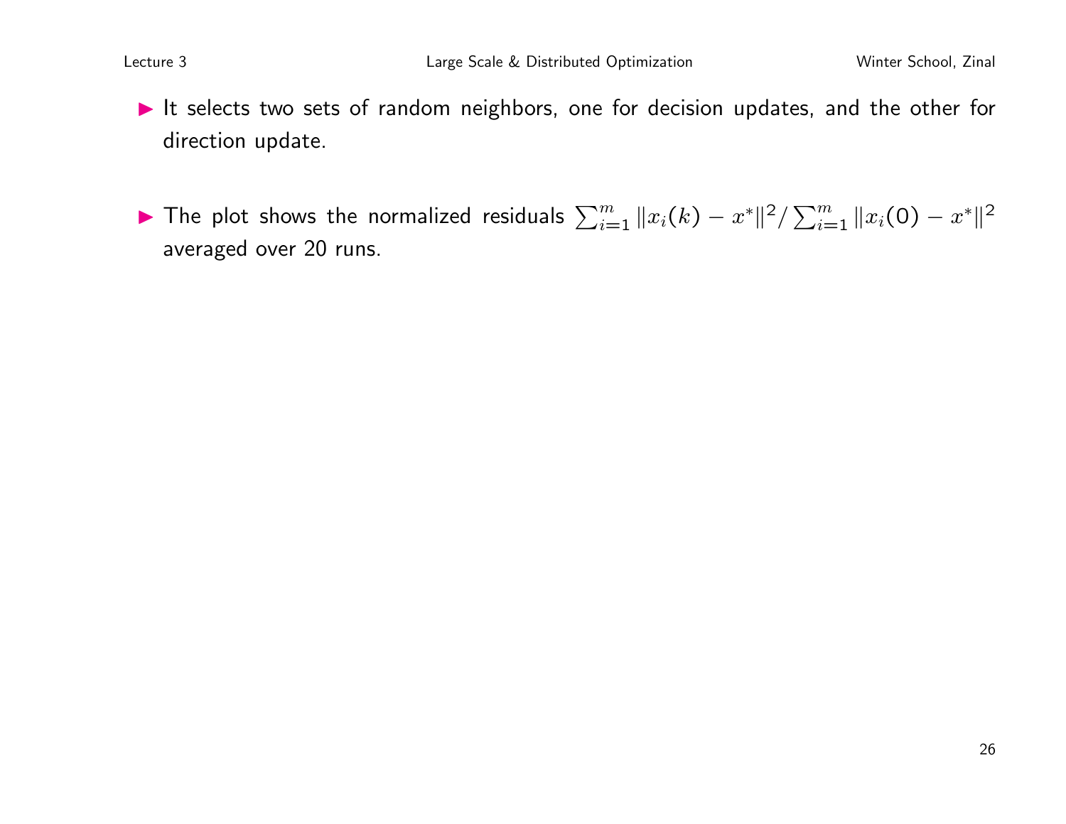- It selects two sets of random neighbors, one for decision updates, and the other for direction update.

- The plot shows the normalized residuals $\sum_{i=1}^{m} \|x_i(k) - x^*\|^2 / \sum_{i=1}^{m} \|x_i(0) - x^*\|^2$ averaged over 20 runs.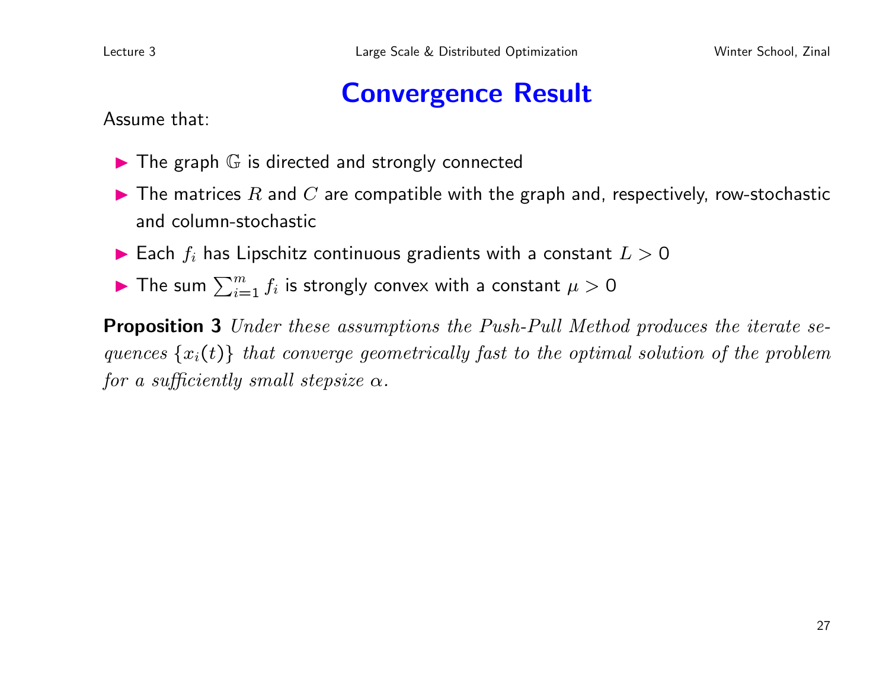# Convergence Result

Assume that:

- The graph $\mathbb{G}$ is directed and strongly connected
- The matrices $R$ and $C$ are compatible with the graph and, respectively, row-stochastic and column-stochastic
- Each $f_i$ has Lipschitz continuous gradients with a constant $L > 0$
- The sum $\sum_{i=1}^{m} f_i$ is strongly convex with a constant $\mu > 0$

**Proposition 3** *Under these assumptions the Push-Pull Method produces the iterate sequences $\{x_i(t)\}$ that converge geometrically fast to the optimal solution of the problem for a sufficiently small stepsize $\alpha$.*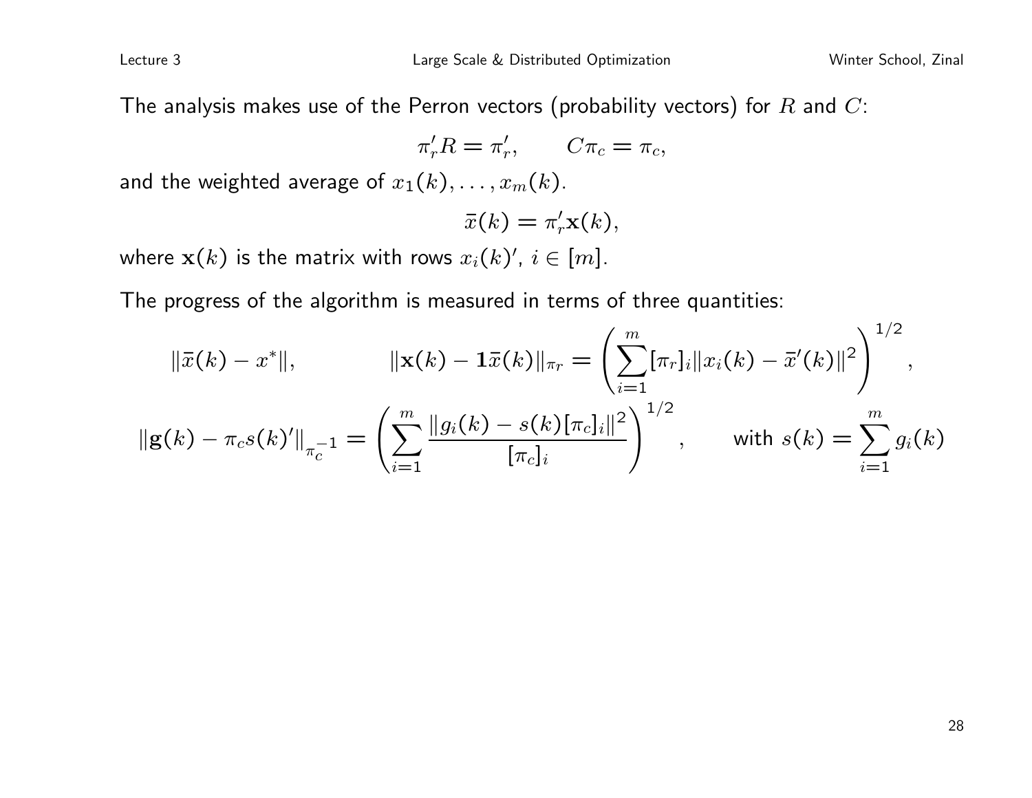The analysis makes use of the Perron vectors (probability vectors) for $R$ and $C$:

$$\pi_r' R = \pi_r', \qquad C\pi_c = \pi_c,$$

and the weighted average of $x_1(k), \ldots, x_m(k)$.

$$\bar{x}(k) = \pi_r' \mathbf{x}(k),$$

where $\mathbf{x}(k)$ is the matrix with rows $x_i(k)'$, $i \in [m]$.

The progress of the algorithm is measured in terms of three quantities:

$$\|\bar{x}(k) - x^*\|, \qquad \|\mathbf{x}(k) - \mathbf{1}\bar{x}(k)\|_{\pi_r} = \left(\sum_{i=1}^{m} [\pi_r]_i \|x_i(k) - \bar{x}'(k)\|^2\right)^{1/2},$$

$$\|\mathbf{g}(k) - \pi_c s(k)'\|_{\pi_c^{-1}} = \left(\sum_{i=1}^{m} \frac{\|g_i(k) - s(k)[\pi_c]_i\|^2}{[\pi_c]_i}\right)^{1/2}, \qquad \text{with } s(k) = \sum_{i=1}^{m} g_i(k)$$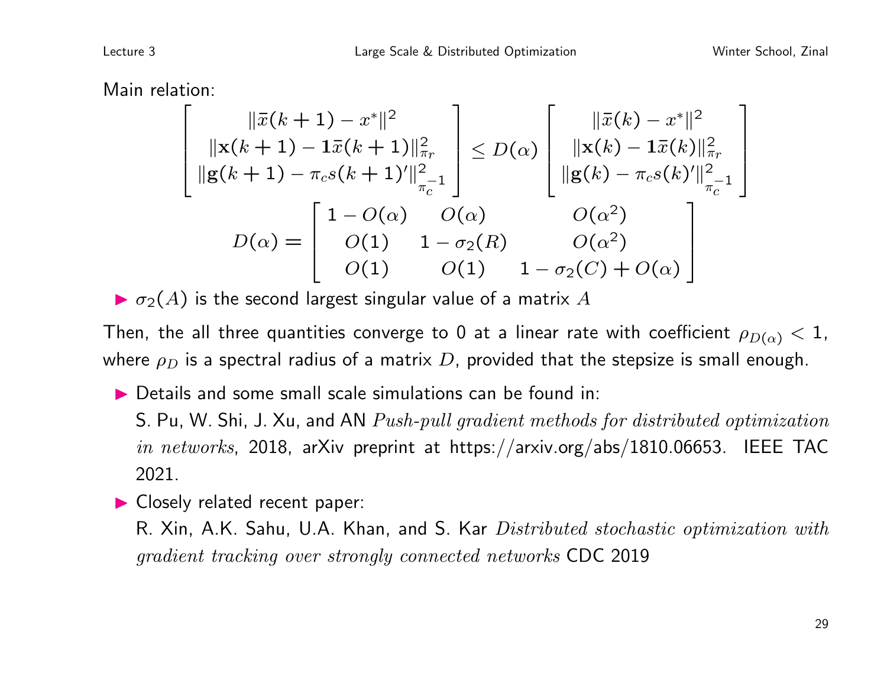Main relation:

$$
\begin{bmatrix} \|\bar{x}(k+1) - x^*\|^2 \\ \|\mathbf{x}(k+1) - \mathbf{1}\bar{x}(k+1)\|_{\pi_r}^2 \\ \|\mathbf{g}(k+1) - \pi_c s(k+1)'\|_{\pi_c^{-1}}^2 \end{bmatrix} \leq D(\alpha) \begin{bmatrix} \|\bar{x}(k) - x^*\|^2 \\ \|\mathbf{x}(k) - \mathbf{1}\bar{x}(k)\|_{\pi_r}^2 \\ \|\mathbf{g}(k) - \pi_c s(k)'\|_{\pi_c^{-1}}^2 \end{bmatrix}
$$

$$
D(\alpha) = \begin{bmatrix} 1 - O(\alpha) & O(\alpha) & O(\alpha^2) \\ O(1) & 1 - \sigma_2(R) & O(\alpha^2) \\ O(1) & O(1) & 1 - \sigma_2(C) + O(\alpha) \end{bmatrix}
$$

- $\sigma_2(A)$ is the second largest singular value of a matrix $A$

Then, the all three quantities converge to 0 at a linear rate with coefficient $\rho_{D(\alpha)} < 1$, where $\rho_D$ is a spectral radius of a matrix $D$, provided that the stepsize is small enough.

- Details and some small scale simulations can be found in:
  S. Pu, W. Shi, J. Xu, and AN *Push-pull gradient methods for distributed optimization in networks*, 2018, arXiv preprint at https://arxiv.org/abs/1810.06653. IEEE TAC 2021.
- Closely related recent paper:
  R. Xin, A.K. Sahu, U.A. Khan, and S. Kar *Distributed stochastic optimization with gradient tracking over strongly connected networks* CDC 2019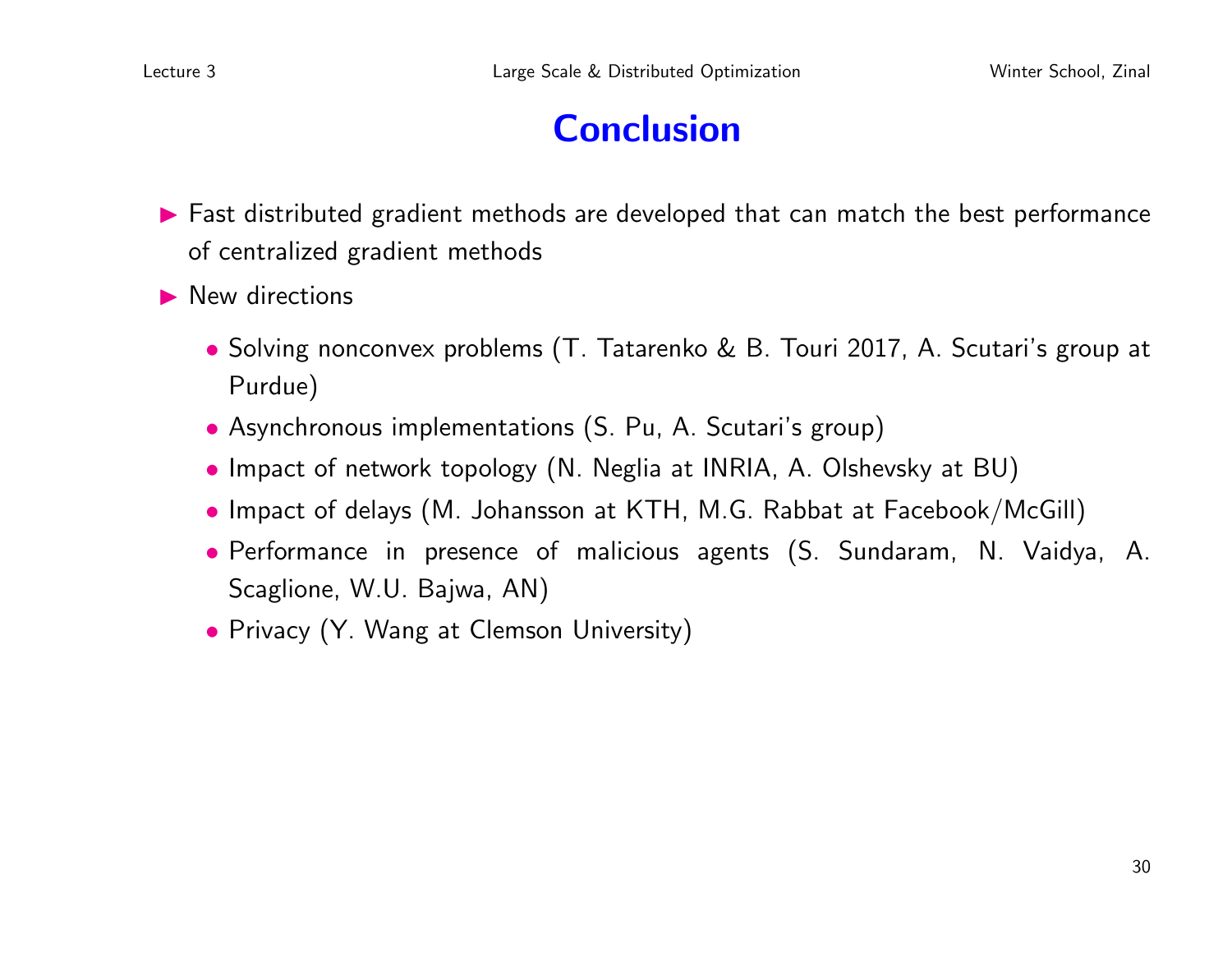# Conclusion

- Fast distributed gradient methods are developed that can match the best performance of centralized gradient methods
- New directions
  - Solving nonconvex problems (T. Tatarenko & B. Touri 2017, A. Scutari's group at Purdue)
  - Asynchronous implementations (S. Pu, A. Scutari's group)
  - Impact of network topology (N. Neglia at INRIA, A. Olshevsky at BU)
  - Impact of delays (M. Johansson at KTH, M.G. Rabbat at Facebook/McGill)
  - Performance in presence of malicious agents (S. Sundaram, N. Vaidya, A. Scaglione, W.U. Bajwa, AN)
  - Privacy (Y. Wang at Clemson University)